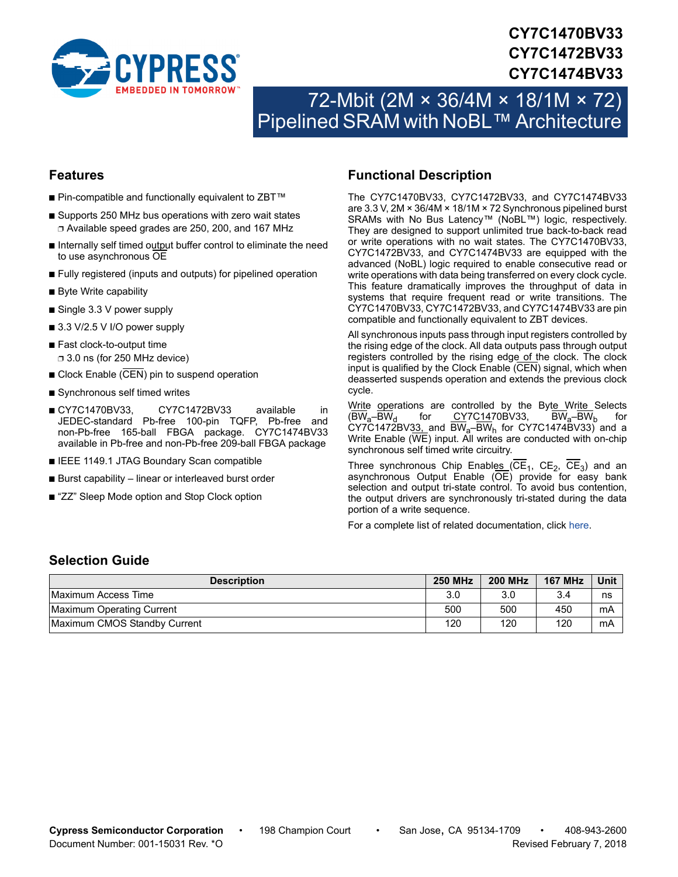# CY7C1470BV33
# CY7C1472BV33
# CY7C1474BV33

# 72-Mbit (2M × 36/4M × 18/1M × 72) Pipelined SRAM with NoBL™ Architecture

## Features

- Pin-compatible and functionally equivalent to ZBT™
- Supports 250 MHz bus operations with zero wait states
  - Available speed grades are 250, 200, and 167 MHz
- Internally self timed output buffer control to eliminate the need to use asynchronous $\overline{OE}$
- Fully registered (inputs and outputs) for pipelined operation
- Byte Write capability
- Single 3.3 V power supply
- 3.3 V/2.5 V I/O power supply
- Fast clock-to-output time
  - 3.0 ns (for 250 MHz device)
- Clock Enable ($\overline{CEN}$) pin to suspend operation
- Synchronous self timed writes
- CY7C1470BV33, CY7C1472BV33 available in JEDEC-standard Pb-free 100-pin TQFP, Pb-free and non-Pb-free 165-ball FBGA package. CY7C1474BV33 available in Pb-free and non-Pb-free 209-ball FBGA package
- IEEE 1149.1 JTAG Boundary Scan compatible
- Burst capability – linear or interleaved burst order
- "ZZ" Sleep Mode option and Stop Clock option

## Functional Description

The CY7C1470BV33, CY7C1472BV33, and CY7C1474BV33 are 3.3 V, 2M × 36/4M × 18/1M × 72 Synchronous pipelined burst SRAMs with No Bus Latency™ (NoBL™) logic, respectively. They are designed to support unlimited true back-to-back read or write operations with no wait states. The CY7C1470BV33, CY7C1472BV33, and CY7C1474BV33 are equipped with the advanced (NoBL) logic required to enable consecutive read or write operations with data being transferred on every clock cycle. This feature dramatically improves the throughput of data in systems that require frequent read or write transitions. The CY7C1470BV33, CY7C1472BV33, and CY7C1474BV33 are pin compatible and functionally equivalent to ZBT devices.

All synchronous inputs pass through input registers controlled by the rising edge of the clock. All data outputs pass through output registers controlled by the rising edge of the clock. The clock input is qualified by the Clock Enable ($\overline{CEN}$) signal, which when deasserted suspends operation and extends the previous clock cycle.

Write operations are controlled by the Byte Write Selects ($\overline{BW_a}$–$\overline{BW_d}$ for CY7C1470BV33, $\overline{BW_a}$–$\overline{BW_b}$ for CY7C1472BV33, and $\overline{BW_a}$–$\overline{BW_h}$ for CY7C1474BV33) and a Write Enable ($\overline{WE}$) input. All writes are conducted with on-chip synchronous self timed write circuitry.

Three synchronous Chip Enables ($\overline{CE_1}$, $CE_2$, $\overline{CE_3}$) and an asynchronous Output Enable ($\overline{OE}$) provide for easy bank selection and output tri-state control. To avoid bus contention, the output drivers are synchronously tri-stated during the data portion of a write sequence.

For a complete list of related documentation, click here.

## Selection Guide

| Description | 250 MHz | 200 MHz | 167 MHz | Unit |
|---|---|---|---|---|
| Maximum Access Time | 3.0 | 3.0 | 3.4 | ns |
| Maximum Operating Current | 500 | 500 | 450 | mA |
| Maximum CMOS Standby Current | 120 | 120 | 120 | mA |

**Cypress Semiconductor Corporation** • 198 Champion Court • San Jose, CA 95134-1709 • 408-943-2600
Document Number: 001-15031 Rev. *O    Revised February 7, 2018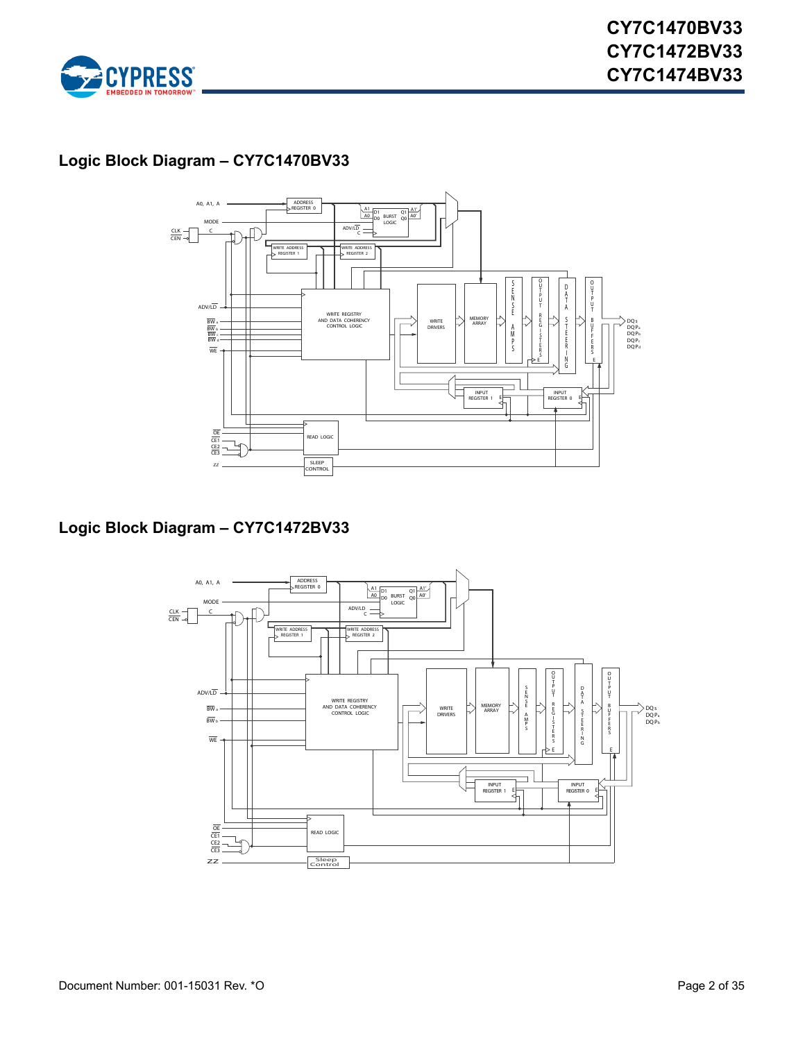## Logic Block Diagram – CY7C1470BV33

## Logic Block Diagram – CY7C1472BV33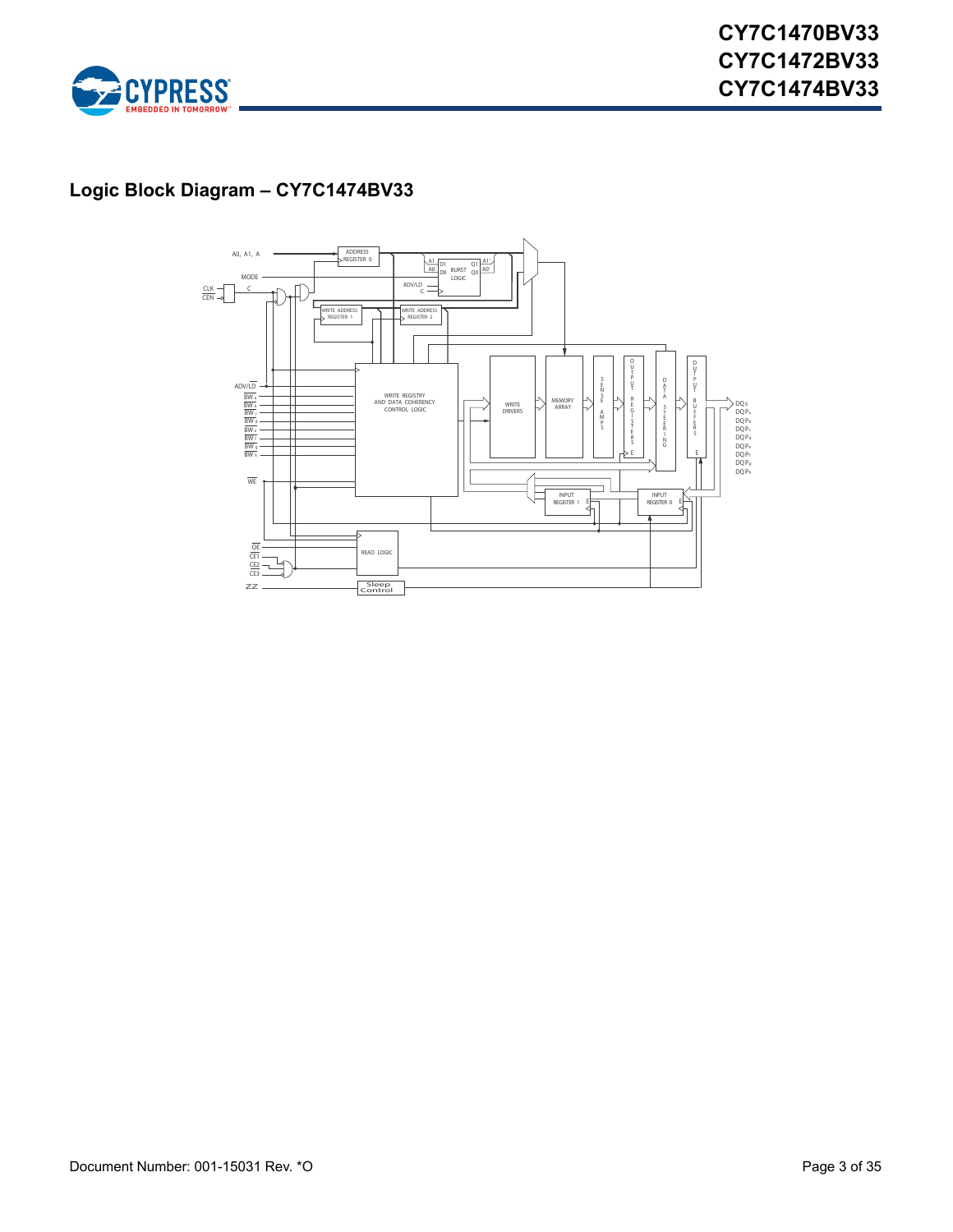## Logic Block Diagram – CY7C1474BV33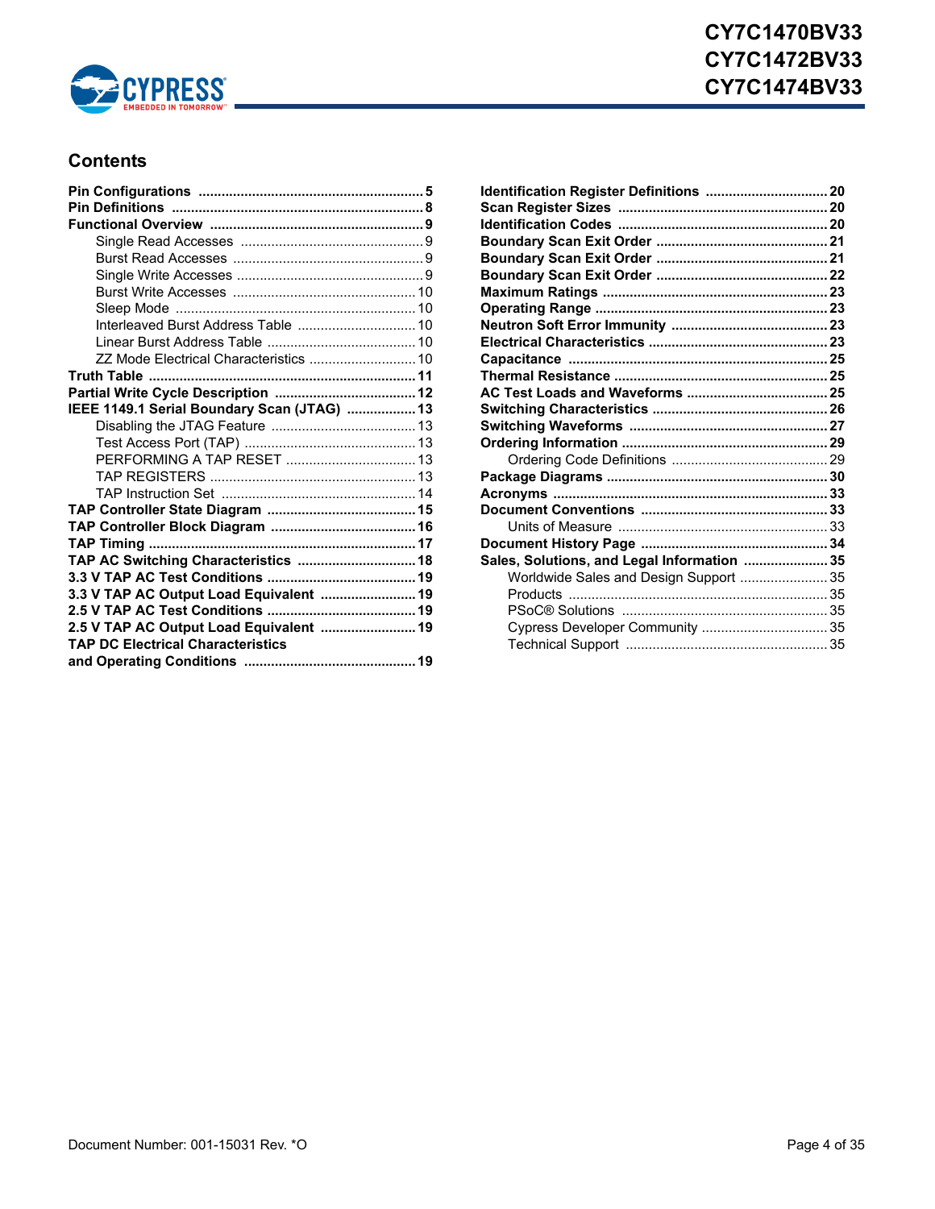## Contents

- **Pin Configurations** ........ 5
- **Pin Definitions** ........ 8
- **Functional Overview** ........ 9
  - Single Read Accesses ........ 9
  - Burst Read Accesses ........ 9
  - Single Write Accesses ........ 9
  - Burst Write Accesses ........ 10
  - Sleep Mode ........ 10
  - Interleaved Burst Address Table ........ 10
  - Linear Burst Address Table ........ 10
  - ZZ Mode Electrical Characteristics ........ 10
- **Truth Table** ........ 11
- **Partial Write Cycle Description** ........ 12
- **IEEE 1149.1 Serial Boundary Scan (JTAG)** ........ 13
  - Disabling the JTAG Feature ........ 13
  - Test Access Port (TAP) ........ 13
  - PERFORMING A TAP RESET ........ 13
  - TAP REGISTERS ........ 13
  - TAP Instruction Set ........ 14
- **TAP Controller State Diagram** ........ 15
- **TAP Controller Block Diagram** ........ 16
- **TAP Timing** ........ 17
- **TAP AC Switching Characteristics** ........ 18
- **3.3 V TAP AC Test Conditions** ........ 19
- **3.3 V TAP AC Output Load Equivalent** ........ 19
- **2.5 V TAP AC Test Conditions** ........ 19
- **2.5 V TAP AC Output Load Equivalent** ........ 19
- **TAP DC Electrical Characteristics and Operating Conditions** ........ 19
- **Identification Register Definitions** ........ 20
- **Scan Register Sizes** ........ 20
- **Identification Codes** ........ 20
- **Boundary Scan Exit Order** ........ 21
- **Boundary Scan Exit Order** ........ 21
- **Boundary Scan Exit Order** ........ 22
- **Maximum Ratings** ........ 23
- **Operating Range** ........ 23
- **Neutron Soft Error Immunity** ........ 23
- **Electrical Characteristics** ........ 23
- **Capacitance** ........ 25
- **Thermal Resistance** ........ 25
- **AC Test Loads and Waveforms** ........ 25
- **Switching Characteristics** ........ 26
- **Switching Waveforms** ........ 27
- **Ordering Information** ........ 29
  - Ordering Code Definitions ........ 29
- **Package Diagrams** ........ 30
- **Acronyms** ........ 33
- **Document Conventions** ........ 33
  - Units of Measure ........ 33
- **Document History Page** ........ 34
- **Sales, Solutions, and Legal Information** ........ 35
  - Worldwide Sales and Design Support ........ 35
  - Products ........ 35
  - PSoC® Solutions ........ 35
  - Cypress Developer Community ........ 35
  - Technical Support ........ 35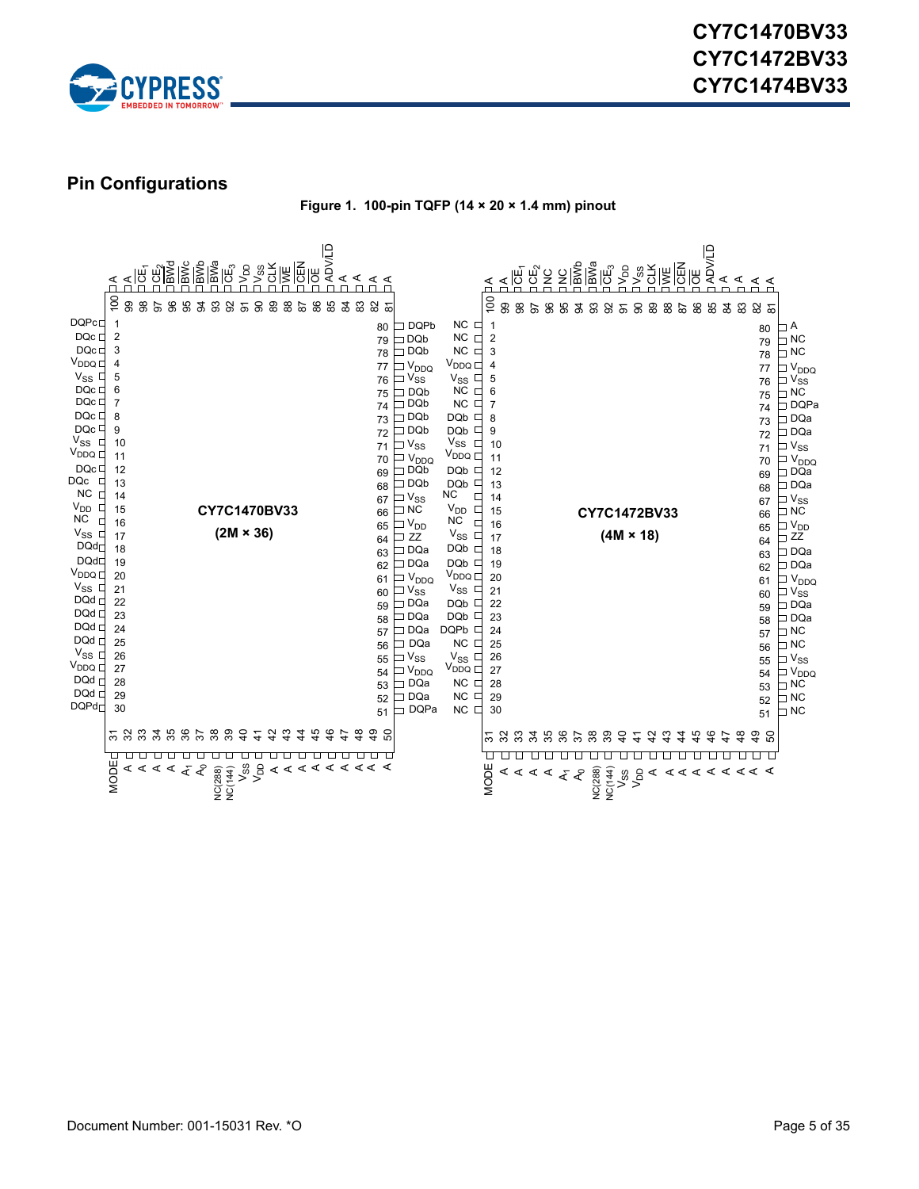## Pin Configurations

**Figure 1. 100-pin TQFP (14 × 20 × 1.4 mm) pinout**

### CY7C1470BV33 (2M × 36)

| Pin | Name | Pin | Name | Pin | Name | Pin | Name |
|---|---|---|---|---|---|---|---|
| 1 | DQPc | 31 | MODE | 51 | DQPa | 81 | A |
| 2 | DQc | 32 | A | 52 | DQa | 82 | A |
| 3 | DQc | 33 | A | 53 | DQa | 83 | A |
| 4 | $V_{DDQ}$ | 34 | A | 54 | $V_{DDQ}$ | 84 | A |
| 5 | $V_{SS}$ | 35 | A | 55 | $V_{SS}$ | 85 | ADV/LD |
| 6 | DQc | 36 | $A_1$ | 56 | DQa | 86 | OE |
| 7 | DQc | 37 | $A_0$ | 57 | DQa | 87 | CEN |
| 8 | DQc | 38 | NC(288) | 58 | DQa | 88 | WE |
| 9 | DQc | 39 | NC(144) | 59 | DQa | 89 | CLK |
| 10 | $V_{SS}$ | 40 | $V_{SS}$ | 60 | $V_{SS}$ | 90 | $V_{SS}$ |
| 11 | $V_{DDQ}$ | 41 | $V_{DD}$ | 61 | $V_{DDQ}$ | 91 | $V_{DD}$ |
| 12 | DQc | 42 | A | 62 | DQa | 92 | $CE_3$ |
| 13 | DQc | 43 | A | 63 | DQa | 93 | BWa |
| 14 | NC | 44 | A | 64 | ZZ | 94 | BWb |
| 15 | $V_{DD}$ | 45 | A | 65 | $V_{DD}$ | 95 | BWc |
| 16 | NC | 46 | A | 66 | NC | 96 | BWd |
| 17 | $V_{SS}$ | 47 | A | 67 | $V_{SS}$ | 97 | $CE_2$ |
| 18 | DQd | 48 | A | 68 | DQb | 98 | $CE_1$ |
| 19 | DQd | 49 | A | 69 | DQb | 99 | A |
| 20 | $V_{DDQ}$ | 50 | A | 70 | $V_{DDQ}$ | 100 | A |
| 21 | $V_{SS}$ | | | 71 | $V_{SS}$ | | |
| 22 | DQd | | | 72 | DQb | | |
| 23 | DQd | | | 73 | DQb | | |
| 24 | DQd | | | 74 | DQb | | |
| 25 | DQd | | | 75 | DQb | | |
| 26 | $V_{SS}$ | | | 76 | $V_{SS}$ | | |
| 27 | $V_{DDQ}$ | | | 77 | $V_{DDQ}$ | | |
| 28 | DQd | | | 78 | DQb | | |
| 29 | DQd | | | 79 | DQb | | |
| 30 | DQPd | | | 80 | DQPb | | |

### CY7C1472BV33 (4M × 18)

| Pin | Name | Pin | Name | Pin | Name | Pin | Name |
|---|---|---|---|---|---|---|---|
| 1 | NC | 31 | MODE | 51 | NC | 81 | A |
| 2 | NC | 32 | A | 52 | NC | 82 | A |
| 3 | NC | 33 | A | 53 | NC | 83 | A |
| 4 | $V_{DDQ}$ | 34 | A | 54 | $V_{DDQ}$ | 84 | A |
| 5 | $V_{SS}$ | 35 | A | 55 | $V_{SS}$ | 85 | ADV/LD |
| 6 | NC | 36 | $A_1$ | 56 | NC | 86 | OE |
| 7 | NC | 37 | $A_0$ | 57 | NC | 87 | CEN |
| 8 | DQb | 38 | NC(288) | 58 | DQa | 88 | WE |
| 9 | DQb | 39 | NC(144) | 59 | DQa | 89 | CLK |
| 10 | $V_{SS}$ | 40 | $V_{SS}$ | 60 | $V_{SS}$ | 90 | $V_{SS}$ |
| 11 | $V_{DDQ}$ | 41 | $V_{DD}$ | 61 | $V_{DDQ}$ | 91 | $V_{DD}$ |
| 12 | DQb | 42 | A | 62 | DQa | 92 | $CE_3$ |
| 13 | DQb | 43 | A | 63 | DQa | 93 | BWa |
| 14 | NC | 44 | A | 64 | ZZ | 94 | BWb |
| 15 | $V_{DD}$ | 45 | A | 65 | $V_{DD}$ | 95 | NC |
| 16 | NC | 46 | A | 66 | NC | 96 | NC |
| 17 | $V_{SS}$ | 47 | A | 67 | $V_{SS}$ | 97 | $CE_2$ |
| 18 | DQb | 48 | A | 68 | DQa | 98 | $CE_1$ |
| 19 | DQb | 49 | A | 69 | DQa | 99 | A |
| 20 | $V_{DDQ}$ | 50 | A | 70 | $V_{DDQ}$ | 100 | A |
| 21 | $V_{SS}$ | | | 71 | $V_{SS}$ | | |
| 22 | DQb | | | 72 | DQa | | |
| 23 | DQb | | | 73 | DQa | | |
| 24 | DQPb | | | 74 | DQPa | | |
| 25 | NC | | | 75 | NC | | |
| 26 | $V_{SS}$ | | | 76 | $V_{SS}$ | | |
| 27 | $V_{DDQ}$ | | | 77 | $V_{DDQ}$ | | |
| 28 | NC | | | 78 | NC | | |
| 29 | NC | | | 79 | NC | | |
| 30 | NC | | | 80 | A | | |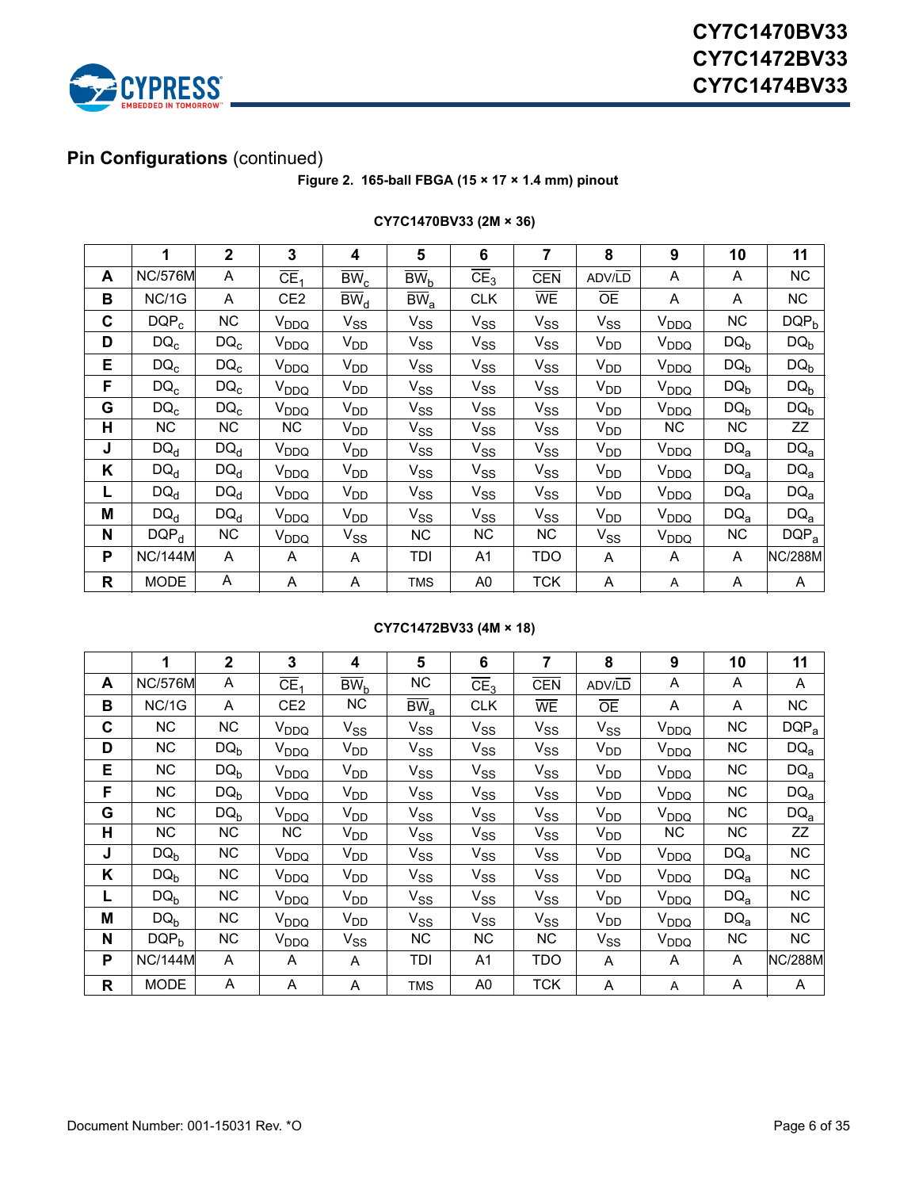## Pin Configurations (continued)

**Figure 2. 165-ball FBGA (15 × 17 × 1.4 mm) pinout**

**CY7C1470BV33 (2M × 36)**

| | 1 | 2 | 3 | 4 | 5 | 6 | 7 | 8 | 9 | 10 | 11 |
|---|---|---|---|---|---|---|---|---|---|---|---|
| **A** | NC/576M | A | $\overline{CE}_1$ | $\overline{BW}_c$ | $\overline{BW}_b$ | $\overline{CE}_3$ | $\overline{CEN}$ | ADV/$\overline{LD}$ | A | A | NC |
| **B** | NC/1G | A | CE2 | $\overline{BW}_d$ | $\overline{BW}_a$ | CLK | $\overline{WE}$ | $\overline{OE}$ | A | A | NC |
| **C** | $DQP_c$ | NC | $V_{DDQ}$ | $V_{SS}$ | $V_{SS}$ | $V_{SS}$ | $V_{SS}$ | $V_{SS}$ | $V_{DDQ}$ | NC | $DQP_b$ |
| **D** | $DQ_c$ | $DQ_c$ | $V_{DDQ}$ | $V_{DD}$ | $V_{SS}$ | $V_{SS}$ | $V_{SS}$ | $V_{DD}$ | $V_{DDQ}$ | $DQ_b$ | $DQ_b$ |
| **E** | $DQ_c$ | $DQ_c$ | $V_{DDQ}$ | $V_{DD}$ | $V_{SS}$ | $V_{SS}$ | $V_{SS}$ | $V_{DD}$ | $V_{DDQ}$ | $DQ_b$ | $DQ_b$ |
| **F** | $DQ_c$ | $DQ_c$ | $V_{DDQ}$ | $V_{DD}$ | $V_{SS}$ | $V_{SS}$ | $V_{SS}$ | $V_{DD}$ | $V_{DDQ}$ | $DQ_b$ | $DQ_b$ |
| **G** | $DQ_c$ | $DQ_c$ | $V_{DDQ}$ | $V_{DD}$ | $V_{SS}$ | $V_{SS}$ | $V_{SS}$ | $V_{DD}$ | $V_{DDQ}$ | $DQ_b$ | $DQ_b$ |
| **H** | NC | NC | NC | $V_{DD}$ | $V_{SS}$ | $V_{SS}$ | $V_{SS}$ | $V_{DD}$ | NC | NC | ZZ |
| **J** | $DQ_d$ | $DQ_d$ | $V_{DDQ}$ | $V_{DD}$ | $V_{SS}$ | $V_{SS}$ | $V_{SS}$ | $V_{DD}$ | $V_{DDQ}$ | $DQ_a$ | $DQ_a$ |
| **K** | $DQ_d$ | $DQ_d$ | $V_{DDQ}$ | $V_{DD}$ | $V_{SS}$ | $V_{SS}$ | $V_{SS}$ | $V_{DD}$ | $V_{DDQ}$ | $DQ_a$ | $DQ_a$ |
| **L** | $DQ_d$ | $DQ_d$ | $V_{DDQ}$ | $V_{DD}$ | $V_{SS}$ | $V_{SS}$ | $V_{SS}$ | $V_{DD}$ | $V_{DDQ}$ | $DQ_a$ | $DQ_a$ |
| **M** | $DQ_d$ | $DQ_d$ | $V_{DDQ}$ | $V_{DD}$ | $V_{SS}$ | $V_{SS}$ | $V_{SS}$ | $V_{DD}$ | $V_{DDQ}$ | $DQ_a$ | $DQ_a$ |
| **N** | $DQP_d$ | NC | $V_{DDQ}$ | $V_{SS}$ | NC | NC | NC | $V_{SS}$ | $V_{DDQ}$ | NC | $DQP_a$ |
| **P** | NC/144M | A | A | A | TDI | A1 | TDO | A | A | A | NC/288M |
| **R** | MODE | A | A | A | TMS | A0 | TCK | A | A | A | A |

**CY7C1472BV33 (4M × 18)**

| | 1 | 2 | 3 | 4 | 5 | 6 | 7 | 8 | 9 | 10 | 11 |
|---|---|---|---|---|---|---|---|---|---|---|---|
| **A** | NC/576M | A | $\overline{CE}_1$ | $\overline{BW}_b$ | NC | $\overline{CE}_3$ | $\overline{CEN}$ | ADV/$\overline{LD}$ | A | A | A |
| **B** | NC/1G | A | CE2 | NC | $\overline{BW}_a$ | CLK | $\overline{WE}$ | $\overline{OE}$ | A | A | NC |
| **C** | NC | NC | $V_{DDQ}$ | $V_{SS}$ | $V_{SS}$ | $V_{SS}$ | $V_{SS}$ | $V_{SS}$ | $V_{DDQ}$ | NC | $DQP_a$ |
| **D** | NC | $DQ_b$ | $V_{DDQ}$ | $V_{DD}$ | $V_{SS}$ | $V_{SS}$ | $V_{SS}$ | $V_{DD}$ | $V_{DDQ}$ | NC | $DQ_a$ |
| **E** | NC | $DQ_b$ | $V_{DDQ}$ | $V_{DD}$ | $V_{SS}$ | $V_{SS}$ | $V_{SS}$ | $V_{DD}$ | $V_{DDQ}$ | NC | $DQ_a$ |
| **F** | NC | $DQ_b$ | $V_{DDQ}$ | $V_{DD}$ | $V_{SS}$ | $V_{SS}$ | $V_{SS}$ | $V_{DD}$ | $V_{DDQ}$ | NC | $DQ_a$ |
| **G** | NC | $DQ_b$ | $V_{DDQ}$ | $V_{DD}$ | $V_{SS}$ | $V_{SS}$ | $V_{SS}$ | $V_{DD}$ | $V_{DDQ}$ | NC | $DQ_a$ |
| **H** | NC | NC | NC | $V_{DD}$ | $V_{SS}$ | $V_{SS}$ | $V_{SS}$ | $V_{DD}$ | NC | NC | ZZ |
| **J** | $DQ_b$ | NC | $V_{DDQ}$ | $V_{DD}$ | $V_{SS}$ | $V_{SS}$ | $V_{SS}$ | $V_{DD}$ | $V_{DDQ}$ | $DQ_a$ | NC |
| **K** | $DQ_b$ | NC | $V_{DDQ}$ | $V_{DD}$ | $V_{SS}$ | $V_{SS}$ | $V_{SS}$ | $V_{DD}$ | $V_{DDQ}$ | $DQ_a$ | NC |
| **L** | $DQ_b$ | NC | $V_{DDQ}$ | $V_{DD}$ | $V_{SS}$ | $V_{SS}$ | $V_{SS}$ | $V_{DD}$ | $V_{DDQ}$ | $DQ_a$ | NC |
| **M** | $DQ_b$ | NC | $V_{DDQ}$ | $V_{DD}$ | $V_{SS}$ | $V_{SS}$ | $V_{SS}$ | $V_{DD}$ | $V_{DDQ}$ | $DQ_a$ | NC |
| **N** | $DQP_b$ | NC | $V_{DDQ}$ | $V_{SS}$ | NC | NC | NC | $V_{SS}$ | $V_{DDQ}$ | NC | NC |
| **P** | NC/144M | A | A | A | TDI | A1 | TDO | A | A | A | NC/288M |
| **R** | MODE | A | A | A | TMS | A0 | TCK | A | A | A | A |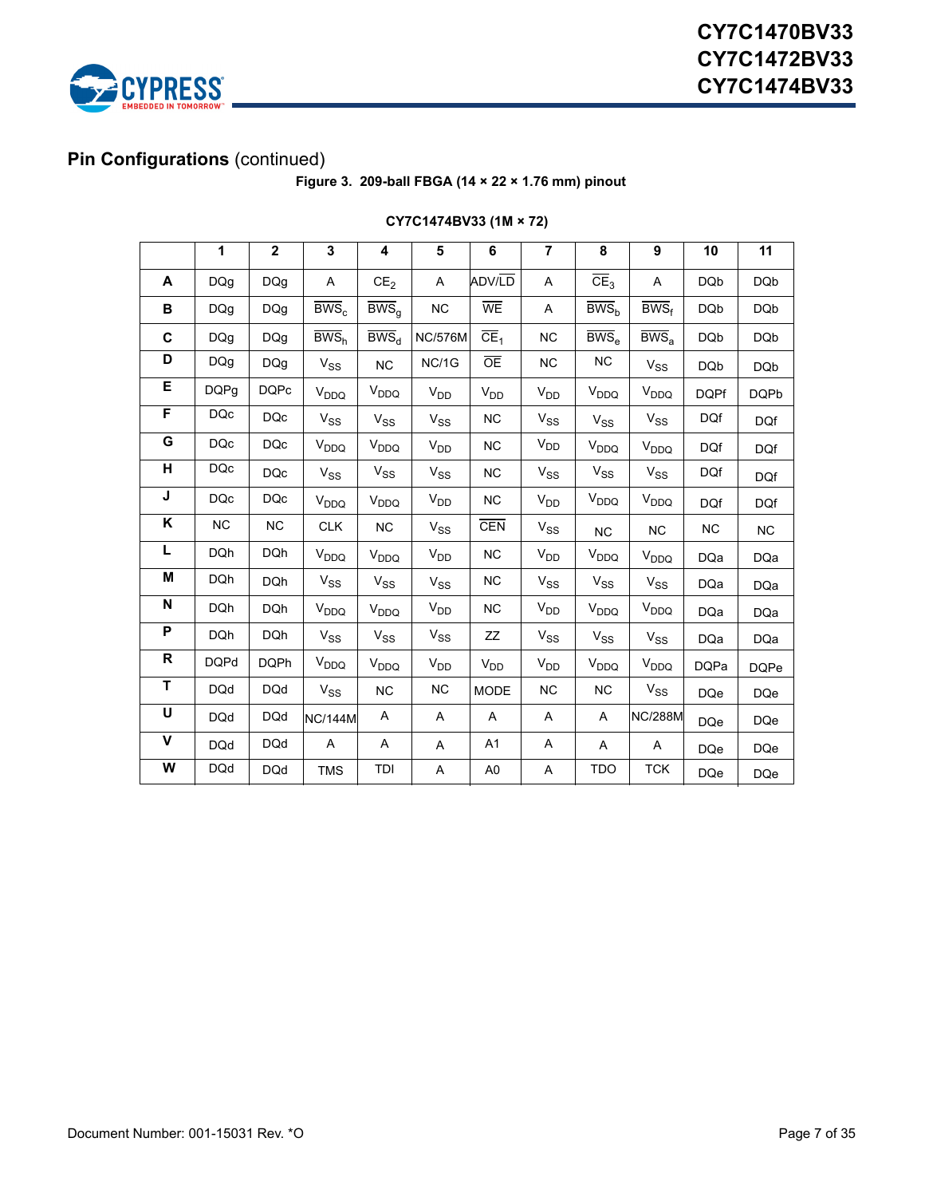## Pin Configurations (continued)

**Figure 3. 209-ball FBGA (14 × 22 × 1.76 mm) pinout**

**CY7C1474BV33 (1M × 72)**

| | 1 | 2 | 3 | 4 | 5 | 6 | 7 | 8 | 9 | 10 | 11 |
|---|---|---|---|---|---|---|---|---|---|---|---|
| **A** | DQg | DQg | A | $CE_2$ | A | ADV/$\overline{LD}$ | A | $\overline{CE}_3$ | A | DQb | DQb |
| **B** | DQg | DQg | $\overline{BWS}_c$ | $\overline{BWS}_g$ | NC | $\overline{WE}$ | A | $\overline{BWS}_b$ | $\overline{BWS}_f$ | DQb | DQb |
| **C** | DQg | DQg | $\overline{BWS}_h$ | $\overline{BWS}_d$ | NC/576M | $\overline{CE}_1$ | NC | $\overline{BWS}_e$ | $\overline{BWS}_a$ | DQb | DQb |
| **D** | DQg | DQg | $V_{SS}$ | NC | NC/1G | $\overline{OE}$ | NC | NC | $V_{SS}$ | DQb | DQb |
| **E** | DQPg | DQPc | $V_{DDQ}$ | $V_{DDQ}$ | $V_{DD}$ | $V_{DD}$ | $V_{DD}$ | $V_{DDQ}$ | $V_{DDQ}$ | DQPf | DQPb |
| **F** | DQc | DQc | $V_{SS}$ | $V_{SS}$ | $V_{SS}$ | NC | $V_{SS}$ | $V_{SS}$ | $V_{SS}$ | DQf | DQf |
| **G** | DQc | DQc | $V_{DDQ}$ | $V_{DDQ}$ | $V_{DD}$ | NC | $V_{DD}$ | $V_{DDQ}$ | $V_{DDQ}$ | DQf | DQf |
| **H** | DQc | DQc | $V_{SS}$ | $V_{SS}$ | $V_{SS}$ | NC | $V_{SS}$ | $V_{SS}$ | $V_{SS}$ | DQf | DQf |
| **J** | DQc | DQc | $V_{DDQ}$ | $V_{DDQ}$ | $V_{DD}$ | NC | $V_{DD}$ | $V_{DDQ}$ | $V_{DDQ}$ | DQf | DQf |
| **K** | NC | NC | CLK | NC | $V_{SS}$ | $\overline{CEN}$ | $V_{SS}$ | NC | NC | NC | NC |
| **L** | DQh | DQh | $V_{DDQ}$ | $V_{DDQ}$ | $V_{DD}$ | NC | $V_{DD}$ | $V_{DDQ}$ | $V_{DDQ}$ | DQa | DQa |
| **M** | DQh | DQh | $V_{SS}$ | $V_{SS}$ | $V_{SS}$ | NC | $V_{SS}$ | $V_{SS}$ | $V_{SS}$ | DQa | DQa |
| **N** | DQh | DQh | $V_{DDQ}$ | $V_{DDQ}$ | $V_{DD}$ | NC | $V_{DD}$ | $V_{DDQ}$ | $V_{DDQ}$ | DQa | DQa |
| **P** | DQh | DQh | $V_{SS}$ | $V_{SS}$ | $V_{SS}$ | ZZ | $V_{SS}$ | $V_{SS}$ | $V_{SS}$ | DQa | DQa |
| **R** | DQPd | DQPh | $V_{DDQ}$ | $V_{DDQ}$ | $V_{DD}$ | $V_{DD}$ | $V_{DD}$ | $V_{DDQ}$ | $V_{DDQ}$ | DQPa | DQPe |
| **T** | DQd | DQd | $V_{SS}$ | NC | NC | MODE | NC | NC | $V_{SS}$ | DQe | DQe |
| **U** | DQd | DQd | NC/144M | A | A | A | A | A | NC/288M | DQe | DQe |
| **V** | DQd | DQd | A | A | A | A1 | A | A | A | DQe | DQe |
| **W** | DQd | DQd | TMS | TDI | A | A0 | A | TDO | TCK | DQe | DQe |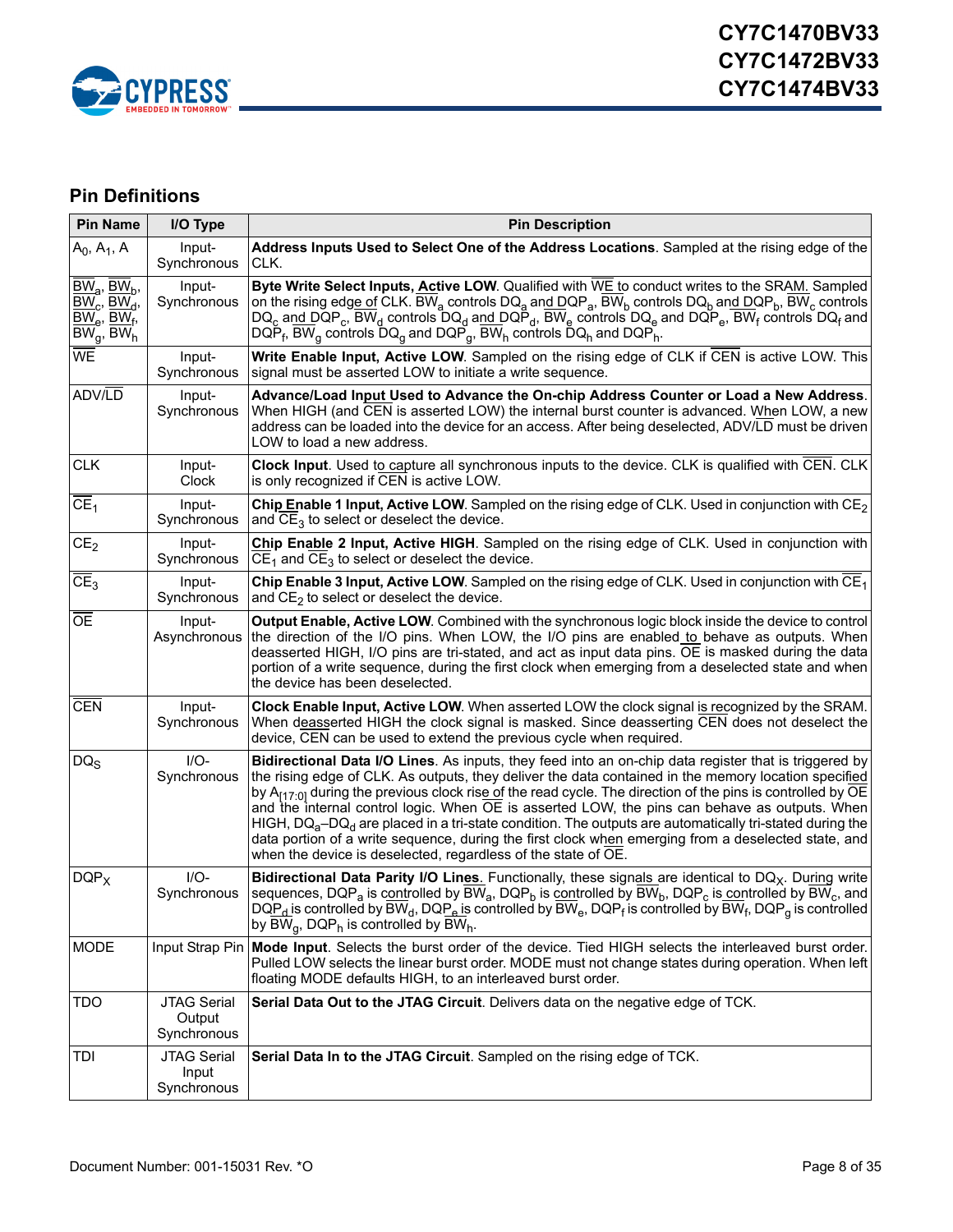## Pin Definitions

| Pin Name | I/O Type | Pin Description |
|---|---|---|
| $A_0$, $A_1$, A | Input-Synchronous | **Address Inputs Used to Select One of the Address Locations**. Sampled at the rising edge of the CLK. |
| $\overline{BW}_a$, $\overline{BW}_b$, $\overline{BW}_c$, $\overline{BW}_d$, $\overline{BW}_e$, $\overline{BW}_f$, $\overline{BW}_g$, $\overline{BW}_h$ | Input-Synchronous | **Byte Write Select Inputs, Active LOW**. Qualified with $\overline{WE}$ to conduct writes to the SRAM. Sampled on the rising edge of CLK. $\overline{BW}_a$ controls $DQ_a$ and $DQP_a$, $\overline{BW}_b$ controls $DQ_b$ and $DQP_b$, $\overline{BW}_c$ controls $DQ_c$ and $DQP_c$, $\overline{BW}_d$ controls $DQ_d$ and $DQP_d$, $\overline{BW}_e$ controls $DQ_e$ and $DQP_e$, $\overline{BW}_f$ controls $DQ_f$ and $DQP_f$, $\overline{BW}_g$ controls $DQ_g$ and $DQP_g$, $\overline{BW}_h$ controls $DQ_h$ and $DQP_h$. |
| $\overline{WE}$ | Input-Synchronous | **Write Enable Input, Active LOW**. Sampled on the rising edge of CLK if $\overline{CEN}$ is active LOW. This signal must be asserted LOW to initiate a write sequence. |
| ADV/$\overline{LD}$ | Input-Synchronous | **Advance/Load Input Used to Advance the On-chip Address Counter or Load a New Address**. When HIGH (and $\overline{CEN}$ is asserted LOW) the internal burst counter is advanced. When LOW, a new address can be loaded into the device for an access. After being deselected, ADV/$\overline{LD}$ must be driven LOW to load a new address. |
| CLK | Input-Clock | **Clock Input**. Used to capture all synchronous inputs to the device. CLK is qualified with $\overline{CEN}$. CLK is only recognized if $\overline{CEN}$ is active LOW. |
| $\overline{CE}_1$ | Input-Synchronous | **Chip Enable 1 Input, Active LOW**. Sampled on the rising edge of CLK. Used in conjunction with $CE_2$ and $\overline{CE}_3$ to select or deselect the device. |
| $CE_2$ | Input-Synchronous | **Chip Enable 2 Input, Active HIGH**. Sampled on the rising edge of CLK. Used in conjunction with $\overline{CE}_1$ and $\overline{CE}_3$ to select or deselect the device. |
| $\overline{CE}_3$ | Input-Synchronous | **Chip Enable 3 Input, Active LOW**. Sampled on the rising edge of CLK. Used in conjunction with $\overline{CE}_1$ and $CE_2$ to select or deselect the device. |
| $\overline{OE}$ | Input-Asynchronous | **Output Enable, Active LOW**. Combined with the synchronous logic block inside the device to control the direction of the I/O pins. When LOW, the I/O pins are enabled to behave as outputs. When deasserted HIGH, I/O pins are tri-stated, and act as input data pins. $\overline{OE}$ is masked during the data portion of a write sequence, during the first clock when emerging from a deselected state and when the device has been deselected. |
| $\overline{CEN}$ | Input-Synchronous | **Clock Enable Input, Active LOW**. When asserted LOW the clock signal is recognized by the SRAM. When deasserted HIGH the clock signal is masked. Since deasserting $\overline{CEN}$ does not deselect the device, $\overline{CEN}$ can be used to extend the previous cycle when required. |
| $DQ_S$ | I/O-Synchronous | **Bidirectional Data I/O Lines**. As inputs, they feed into an on-chip data register that is triggered by the rising edge of CLK. As outputs, they deliver the data contained in the memory location specified by $A_{[17:0]}$ during the previous clock rise of the read cycle. The direction of the pins is controlled by $\overline{OE}$ and the internal control logic. When $\overline{OE}$ is asserted LOW, the pins can behave as outputs. When HIGH, $DQ_a$–$DQ_d$ are placed in a tri-state condition. The outputs are automatically tri-stated during the data portion of a write sequence, during the first clock when emerging from a deselected state, and when the device is deselected, regardless of the state of $\overline{OE}$. |
| $DQP_X$ | I/O-Synchronous | **Bidirectional Data Parity I/O Lines**. Functionally, these signals are identical to $DQ_X$. During write sequences, $DQP_a$ is controlled by $\overline{BW}_a$, $DQP_b$ is controlled by $\overline{BW}_b$, $DQP_c$ is controlled by $\overline{BW}_c$, and $DQP_d$ is controlled by $\overline{BW}_d$, $DQP_e$ is controlled by $\overline{BW}_e$, $DQP_f$ is controlled by $\overline{BW}_f$, $DQP_g$ is controlled by $\overline{BW}_g$, $DQP_h$ is controlled by $\overline{BW}_h$. |
| MODE | Input Strap Pin | **Mode Input**. Selects the burst order of the device. Tied HIGH selects the interleaved burst order. Pulled LOW selects the linear burst order. MODE must not change states during operation. When left floating MODE defaults HIGH, to an interleaved burst order. |
| TDO | JTAG Serial Output Synchronous | **Serial Data Out to the JTAG Circuit**. Delivers data on the negative edge of TCK. |
| TDI | JTAG Serial Input Synchronous | **Serial Data In to the JTAG Circuit**. Sampled on the rising edge of TCK. |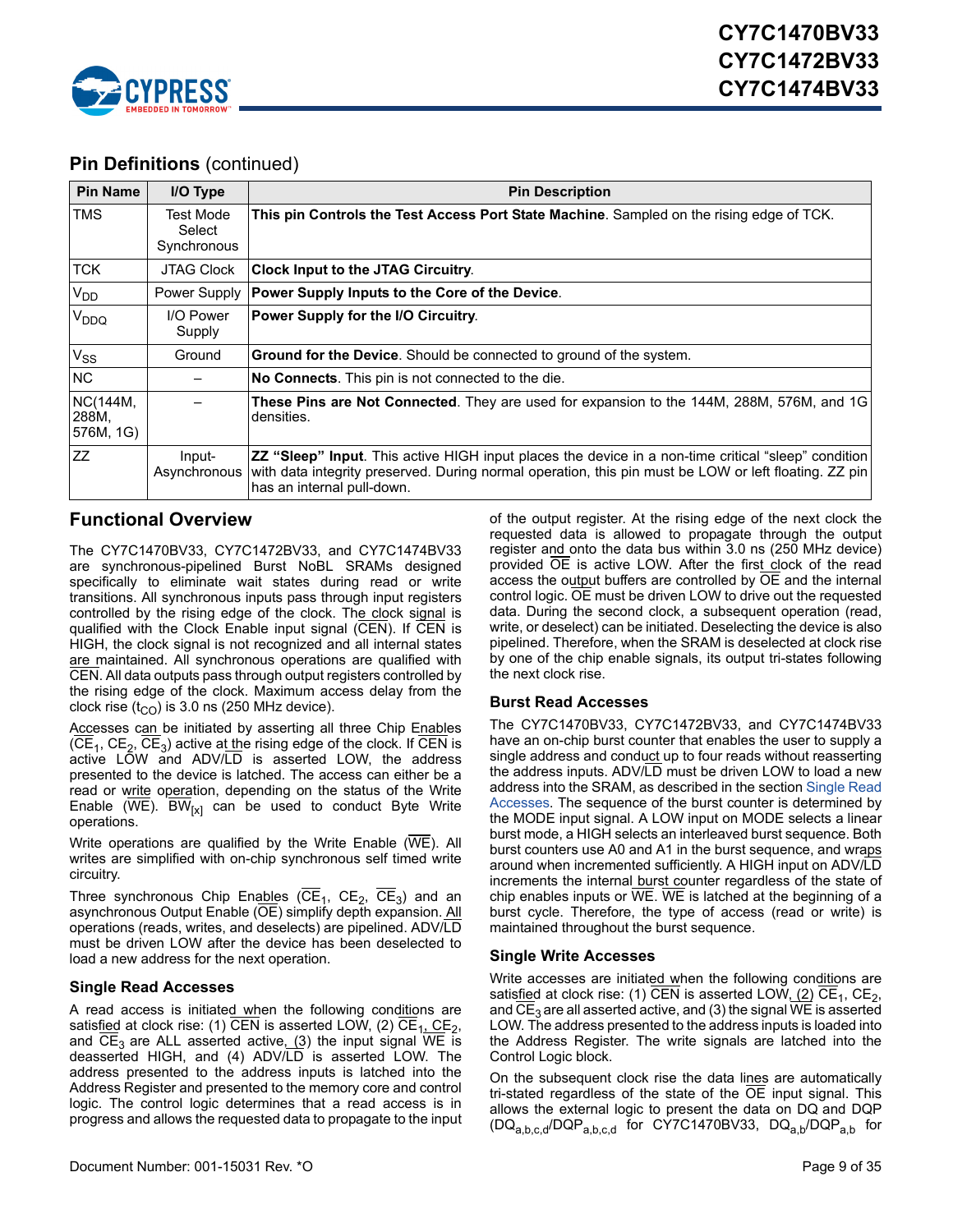## Pin Definitions (continued)

| Pin Name | I/O Type | Pin Description |
|---|---|---|
| TMS | Test Mode Select Synchronous | **This pin Controls the Test Access Port State Machine**. Sampled on the rising edge of TCK. |
| TCK | JTAG Clock | **Clock Input to the JTAG Circuitry**. |
| $V_{DD}$ | Power Supply | **Power Supply Inputs to the Core of the Device**. |
| $V_{DDQ}$ | I/O Power Supply | **Power Supply for the I/O Circuitry**. |
| $V_{SS}$ | Ground | **Ground for the Device**. Should be connected to ground of the system. |
| NC | – | **No Connects**. This pin is not connected to the die. |
| NC(144M, 288M, 576M, 1G) | – | **These Pins are Not Connected**. They are used for expansion to the 144M, 288M, 576M, and 1G densities. |
| ZZ | Input-Asynchronous | **ZZ "Sleep" Input**. This active HIGH input places the device in a non-time critical "sleep" condition with data integrity preserved. During normal operation, this pin must be LOW or left floating. ZZ pin has an internal pull-down. |

## Functional Overview

The CY7C1470BV33, CY7C1472BV33, and CY7C1474BV33 are synchronous-pipelined Burst NoBL SRAMs designed specifically to eliminate wait states during read or write transitions. All synchronous inputs pass through input registers controlled by the rising edge of the clock. The clock signal is qualified with the Clock Enable input signal (CEN). If CEN is HIGH, the clock signal is not recognized and all internal states are maintained. All synchronous operations are qualified with CEN. All data outputs pass through output registers controlled by the rising edge of the clock. Maximum access delay from the clock rise ($t_{CO}$) is 3.0 ns (250 MHz device).

Accesses can be initiated by asserting all three Chip Enables ($\overline{CE}_1$, $CE_2$, $\overline{CE}_3$) active at the rising edge of the clock. If CEN is active LOW and ADV/LD is asserted LOW, the address presented to the device is latched. The access can either be a read or write operation, depending on the status of the Write Enable (WE). $\overline{BW}_{[x]}$ can be used to conduct Byte Write operations.

Write operations are qualified by the Write Enable (WE). All writes are simplified with on-chip synchronous self timed write circuitry.

Three synchronous Chip Enables ($\overline{CE}_1$, $CE_2$, $\overline{CE}_3$) and an asynchronous Output Enable (OE) simplify depth expansion. All operations (reads, writes, and deselects) are pipelined. ADV/LD must be driven LOW after the device has been deselected to load a new address for the next operation.

### Single Read Accesses

A read access is initiated when the following conditions are satisfied at clock rise: (1) CEN is asserted LOW, (2) $\overline{CE}_1$, $CE_2$, and $\overline{CE}_3$ are ALL asserted active, (3) the input signal WE is deasserted HIGH, and (4) ADV/LD is asserted LOW. The address presented to the address inputs is latched into the Address Register and presented to the memory core and control logic. The control logic determines that a read access is in progress and allows the requested data to propagate to the input of the output register. At the rising edge of the next clock the requested data is allowed to propagate through the output register and onto the data bus within 3.0 ns (250 MHz device) provided OE is active LOW. After the first clock of the read access the output buffers are controlled by OE and the internal control logic. OE must be driven LOW to drive out the requested data. During the second clock, a subsequent operation (read, write, or deselect) can be initiated. Deselecting the device is also pipelined. Therefore, when the SRAM is deselected at clock rise by one of the chip enable signals, its output tri-states following the next clock rise.

### Burst Read Accesses

The CY7C1470BV33, CY7C1472BV33, and CY7C1474BV33 have an on-chip burst counter that enables the user to supply a single address and conduct up to four reads without reasserting the address inputs. ADV/LD must be driven LOW to load a new address into the SRAM, as described in the section Single Read Accesses. The sequence of the burst counter is determined by the MODE input signal. A LOW input on MODE selects a linear burst mode, a HIGH selects an interleaved burst sequence. Both burst counters use A0 and A1 in the burst sequence, and wraps around when incremented sufficiently. A HIGH input on ADV/LD increments the internal burst counter regardless of the state of chip enables inputs or WE. WE is latched at the beginning of a burst cycle. Therefore, the type of access (read or write) is maintained throughout the burst sequence.

### Single Write Accesses

Write accesses are initiated when the following conditions are satisfied at clock rise: (1) CEN is asserted LOW, (2) $\overline{CE}_1$, $CE_2$, and $\overline{CE}_3$ are all asserted active, and (3) the signal WE is asserted LOW. The address presented to the address inputs is loaded into the Address Register. The write signals are latched into the Control Logic block.

On the subsequent clock rise the data lines are automatically tri-stated regardless of the state of the OE input signal. This allows the external logic to present the data on DQ and DQP ($DQ_{a,b,c,d}$/$DQP_{a,b,c,d}$ for CY7C1470BV33, $DQ_{a,b}$/$DQP_{a,b}$ for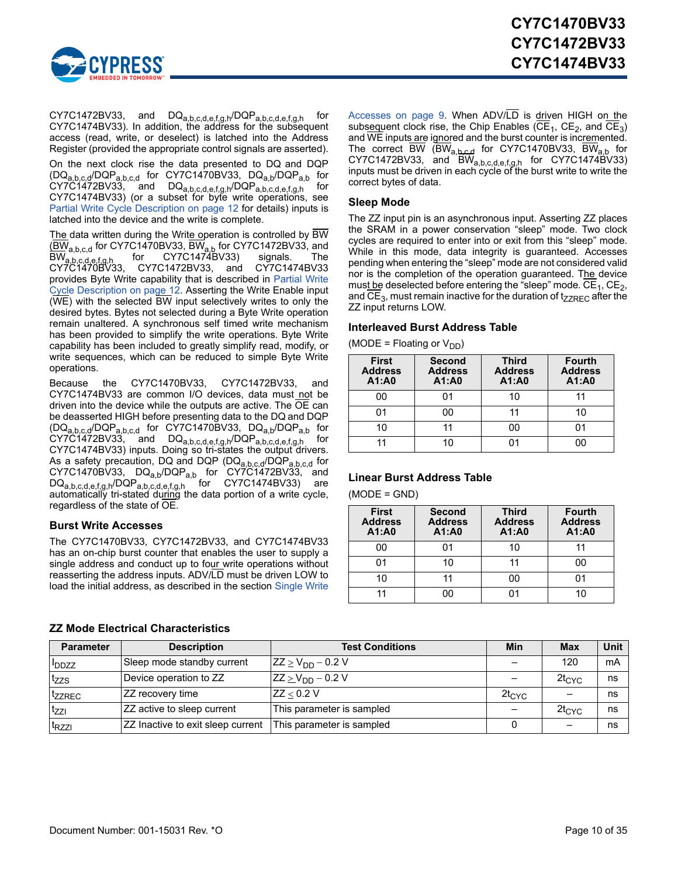CY7C1472BV33, and $DQ_{a,b,c,d,e,f,g,h}/DQP_{a,b,c,d,e,f,g,h}$ for CY7C1474BV33). In addition, the address for the subsequent access (read, write, or deselect) is latched into the Address Register (provided the appropriate control signals are asserted).

On the next clock rise the data presented to DQ and DQP ($DQ_{a,b,c,d}/DQP_{a,b,c,d}$ for CY7C1470BV33, $DQ_{a,b}/DQP_{a,b}$ for CY7C1472BV33, and $DQ_{a,b,c,d,e,f,g,h}/DQP_{a,b,c,d,e,f,g,h}$ for CY7C1474BV33) (or a subset for byte write operations, see Partial Write Cycle Description on page 12 for details) inputs is latched into the device and the write is complete.

The data written during the Write operation is controlled by $\overline{BW}$ ($\overline{BW}_{a,b,c,d}$ for CY7C1470BV33, $\overline{BW}_{a,b}$ for CY7C1472BV33, and $\overline{BW}_{a,b,c,d,e,f,g,h}$ for CY7C1474BV33) signals. The CY7C1470BV33, CY7C1472BV33, and CY7C1474BV33 provides Byte Write capability that is described in Partial Write Cycle Description on page 12. Asserting the Write Enable input ($\overline{WE}$) with the selected $\overline{BW}$ input selectively writes to only the desired bytes. Bytes not selected during a Byte Write operation remain unaltered. A synchronous self timed write mechanism has been provided to simplify the write operations. Byte Write capability has been included to greatly simplify read, modify, or write sequences, which can be reduced to simple Byte Write operations.

Because the CY7C1470BV33, CY7C1472BV33, and CY7C1474BV33 are common I/O devices, data must not be driven into the device while the outputs are active. The $\overline{OE}$ can be deasserted HIGH before presenting data to the DQ and DQP ($DQ_{a,b,c,d}/DQP_{a,b,c,d}$ for CY7C1470BV33, $DQ_{a,b}/DQP_{a,b}$ for CY7C1472BV33, and $DQ_{a,b,c,d,e,f,g,h}/DQP_{a,b,c,d,e,f,g,h}$ for CY7C1474BV33) inputs. Doing so tri-states the output drivers. As a safety precaution, DQ and DQP ($DQ_{a,b,c,d}/DQP_{a,b,c,d}$ for CY7C1470BV33, $DQ_{a,b}/DQP_{a,b}$ for CY7C1472BV33, and $DQ_{a,b,c,d,e,f,g,h}/DQP_{a,b,c,d,e,f,g,h}$ for CY7C1474BV33) are automatically tri-stated during the data portion of a write cycle, regardless of the state of $\overline{OE}$.

### Burst Write Accesses

The CY7C1470BV33, CY7C1472BV33, and CY7C1474BV33 has an on-chip burst counter that enables the user to supply a single address and conduct up to four write operations without reasserting the address inputs. ADV/$\overline{LD}$ must be driven LOW to load the initial address, as described in the section Single Write Accesses on page 9. When ADV/$\overline{LD}$ is driven HIGH on the subsequent clock rise, the Chip Enables ($\overline{CE}_1$, $CE_2$, and $\overline{CE}_3$) and $\overline{WE}$ inputs are ignored and the burst counter is incremented. The correct $\overline{BW}$ ($\overline{BW}_{a,b,c,d}$ for CY7C1470BV33, $\overline{BW}_{a,b}$ for CY7C1472BV33, and $\overline{BW}_{a,b,c,d,e,f,g,h}$ for CY7C1474BV33) inputs must be driven in each cycle of the burst write to write the correct bytes of data.

### Sleep Mode

The ZZ input pin is an asynchronous input. Asserting ZZ places the SRAM in a power conservation “sleep” mode. Two clock cycles are required to enter into or exit from this “sleep” mode. While in this mode, data integrity is guaranteed. Accesses pending when entering the “sleep” mode are not considered valid nor is the completion of the operation guaranteed. The device must be deselected before entering the “sleep” mode. $\overline{CE}_1$, $CE_2$, and $\overline{CE}_3$, must remain inactive for the duration of $t_{ZZREC}$ after the ZZ input returns LOW.

### Interleaved Burst Address Table

(MODE = Floating or $V_{DD}$)

| First Address A1:A0 | Second Address A1:A0 | Third Address A1:A0 | Fourth Address A1:A0 |
|---|---|---|---|
| 00 | 01 | 10 | 11 |
| 01 | 00 | 11 | 10 |
| 10 | 11 | 00 | 01 |
| 11 | 10 | 01 | 00 |

### Linear Burst Address Table

(MODE = GND)

| First Address A1:A0 | Second Address A1:A0 | Third Address A1:A0 | Fourth Address A1:A0 |
|---|---|---|---|
| 00 | 01 | 10 | 11 |
| 01 | 10 | 11 | 00 |
| 10 | 11 | 00 | 01 |
| 11 | 00 | 01 | 10 |

### ZZ Mode Electrical Characteristics

| Parameter | Description | Test Conditions | Min | Max | Unit |
|---|---|---|---|---|---|
| $I_{DDZZ}$ | Sleep mode standby current | $ZZ \geq V_{DD} - 0.2$ V | – | 120 | mA |
| $t_{ZZS}$ | Device operation to ZZ | $ZZ \geq V_{DD} - 0.2$ V | – | $2t_{CYC}$ | ns |
| $t_{ZZREC}$ | ZZ recovery time | $ZZ \leq 0.2$ V | $2t_{CYC}$ | – | ns |
| $t_{ZZI}$ | ZZ active to sleep current | This parameter is sampled | – | $2t_{CYC}$ | ns |
| $t_{RZZI}$ | ZZ Inactive to exit sleep current | This parameter is sampled | 0 | – | ns |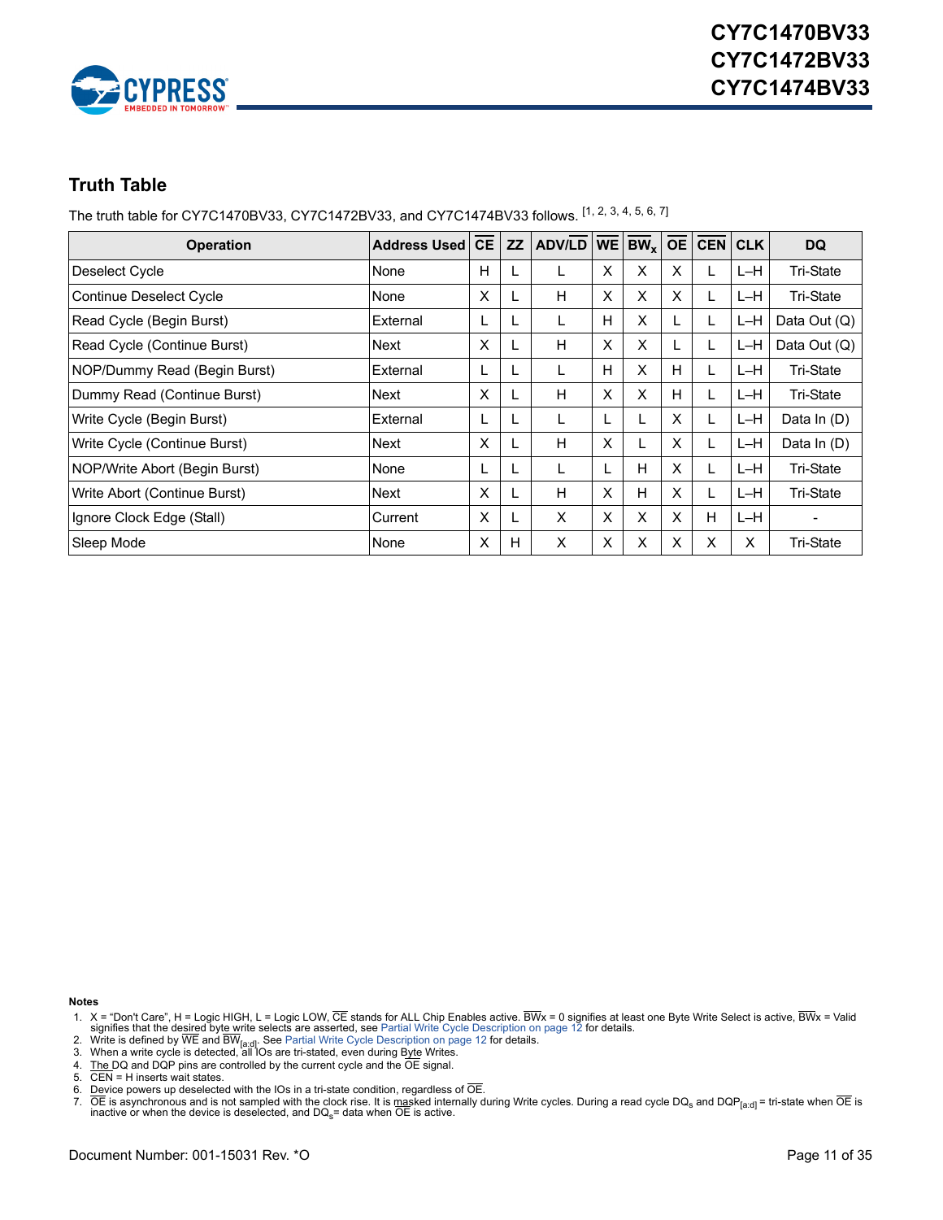## Truth Table

The truth table for CY7C1470BV33, CY7C1472BV33, and CY7C1474BV33 follows. [1, 2, 3, 4, 5, 6, 7]

| Operation | Address Used | $\overline{CE}$ | ZZ | ADV/$\overline{LD}$ | $\overline{WE}$ | $\overline{BW}_x$ | $\overline{OE}$ | $\overline{CEN}$ | CLK | DQ |
|---|---|---|---|---|---|---|---|---|---|---|
| Deselect Cycle | None | H | L | L | X | X | X | L | L–H | Tri-State |
| Continue Deselect Cycle | None | X | L | H | X | X | X | L | L–H | Tri-State |
| Read Cycle (Begin Burst) | External | L | L | L | H | X | L | L | L–H | Data Out (Q) |
| Read Cycle (Continue Burst) | Next | X | L | H | X | X | L | L | L–H | Data Out (Q) |
| NOP/Dummy Read (Begin Burst) | External | L | L | L | H | X | H | L | L–H | Tri-State |
| Dummy Read (Continue Burst) | Next | X | L | H | X | X | H | L | L–H | Tri-State |
| Write Cycle (Begin Burst) | External | L | L | L | L | L | X | L | L–H | Data In (D) |
| Write Cycle (Continue Burst) | Next | X | L | H | X | L | X | L | L–H | Data In (D) |
| NOP/Write Abort (Begin Burst) | None | L | L | L | L | H | X | L | L–H | Tri-State |
| Write Abort (Continue Burst) | Next | X | L | H | X | H | X | L | L–H | Tri-State |
| Ignore Clock Edge (Stall) | Current | X | L | X | X | X | X | H | L–H | - |
| Sleep Mode | None | X | H | X | X | X | X | X | X | Tri-State |

**Notes**

1. X = "Don't Care", H = Logic HIGH, L = Logic LOW, $\overline{CE}$ stands for ALL Chip Enables active. $\overline{BWx}$ = 0 signifies at least one Byte Write Select is active, $\overline{BWx}$ = Valid signifies that the desired byte write selects are asserted, see Partial Write Cycle Description on page 12 for details.
2. Write is defined by $\overline{WE}$ and $\overline{BW}_{[a:d]}$. See Partial Write Cycle Description on page 12 for details.
3. When a write cycle is detected, all IOs are tri-stated, even during Byte Writes.
4. The DQ and DQP pins are controlled by the current cycle and the $\overline{OE}$ signal.
5. $\overline{CEN}$ = H inserts wait states.
6. Device powers up deselected with the IOs in a tri-state condition, regardless of $\overline{OE}$.
7. $\overline{OE}$ is asynchronous and is not sampled with the clock rise. It is masked internally during Write cycles. During a read cycle $DQ_s$ and $DQP_{[a:d]}$ = tri-state when $\overline{OE}$ is inactive or when the device is deselected, and $DQ_s$= data when $\overline{OE}$ is active.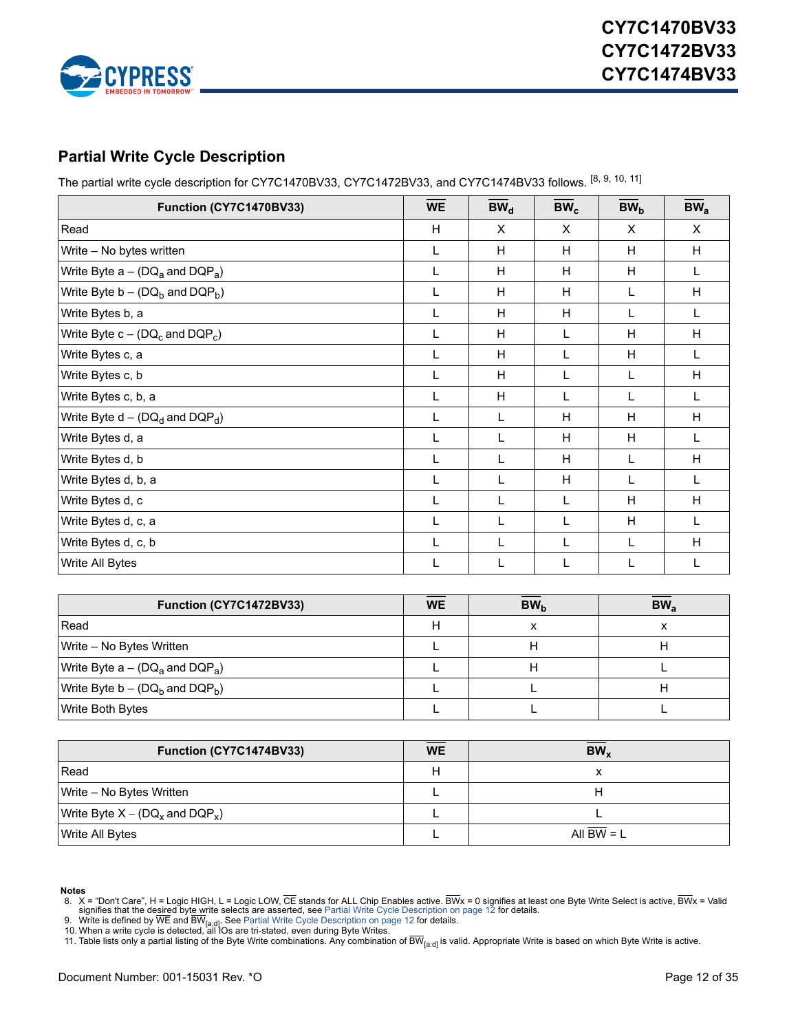## Partial Write Cycle Description

The partial write cycle description for CY7C1470BV33, CY7C1472BV33, and CY7C1474BV33 follows. [8, 9, 10, 11]

| Function (CY7C1470BV33) | $\overline{WE}$ | $\overline{BW}_d$ | $\overline{BW}_c$ | $\overline{BW}_b$ | $\overline{BW}_a$ |
|---|---|---|---|---|---|
| Read | H | X | X | X | X |
| Write – No bytes written | L | H | H | H | H |
| Write Byte a – ($DQ_a$ and $DQP_a$) | L | H | H | H | L |
| Write Byte b – ($DQ_b$ and $DQP_b$) | L | H | H | L | H |
| Write Bytes b, a | L | H | H | L | L |
| Write Byte c – ($DQ_c$ and $DQP_c$) | L | H | L | H | H |
| Write Bytes c, a | L | H | L | H | L |
| Write Bytes c, b | L | H | L | L | H |
| Write Bytes c, b, a | L | H | L | L | L |
| Write Byte d – ($DQ_d$ and $DQP_d$) | L | L | H | H | H |
| Write Bytes d, a | L | L | H | H | L |
| Write Bytes d, b | L | L | H | L | H |
| Write Bytes d, b, a | L | L | H | L | L |
| Write Bytes d, c | L | L | L | H | H |
| Write Bytes d, c, a | L | L | L | H | L |
| Write Bytes d, c, b | L | L | L | L | H |
| Write All Bytes | L | L | L | L | L |

| Function (CY7C1472BV33) | $\overline{WE}$ | $\overline{BW}_b$ | $\overline{BW}_a$ |
|---|---|---|---|
| Read | H | x | x |
| Write – No Bytes Written | L | H | H |
| Write Byte a – ($DQ_a$ and $DQP_a$) | L | H | L |
| Write Byte b – ($DQ_b$ and $DQP_b$) | L | L | H |
| Write Both Bytes | L | L | L |

| Function (CY7C1474BV33) | $\overline{WE}$ | $\overline{BW}_x$ |
|---|---|---|
| Read | H | x |
| Write – No Bytes Written | L | H |
| Write Byte X – ($DQ_x$ and $DQP_x$) | L | L |
| Write All Bytes | L | All $\overline{BW}$ = L |

**Notes**

8. X = "Don't Care", H = Logic HIGH, L = Logic LOW, $\overline{CE}$ stands for ALL Chip Enables active. $\overline{BWx}$ = 0 signifies at least one Byte Write Select is active, $\overline{BWx}$ = Valid signifies that the desired byte write selects are asserted, see Partial Write Cycle Description on page 12 for details.
9. Write is defined by $\overline{WE}$ and $\overline{BW}_{[a:d]}$. See Partial Write Cycle Description on page 12 for details.
10. When a write cycle is detected, all IOs are tri-stated, even during Byte Writes.
11. Table lists only a partial listing of the Byte Write combinations. Any combination of $\overline{BW}_{[a:d]}$ is valid. Appropriate Write is based on which Byte Write is active.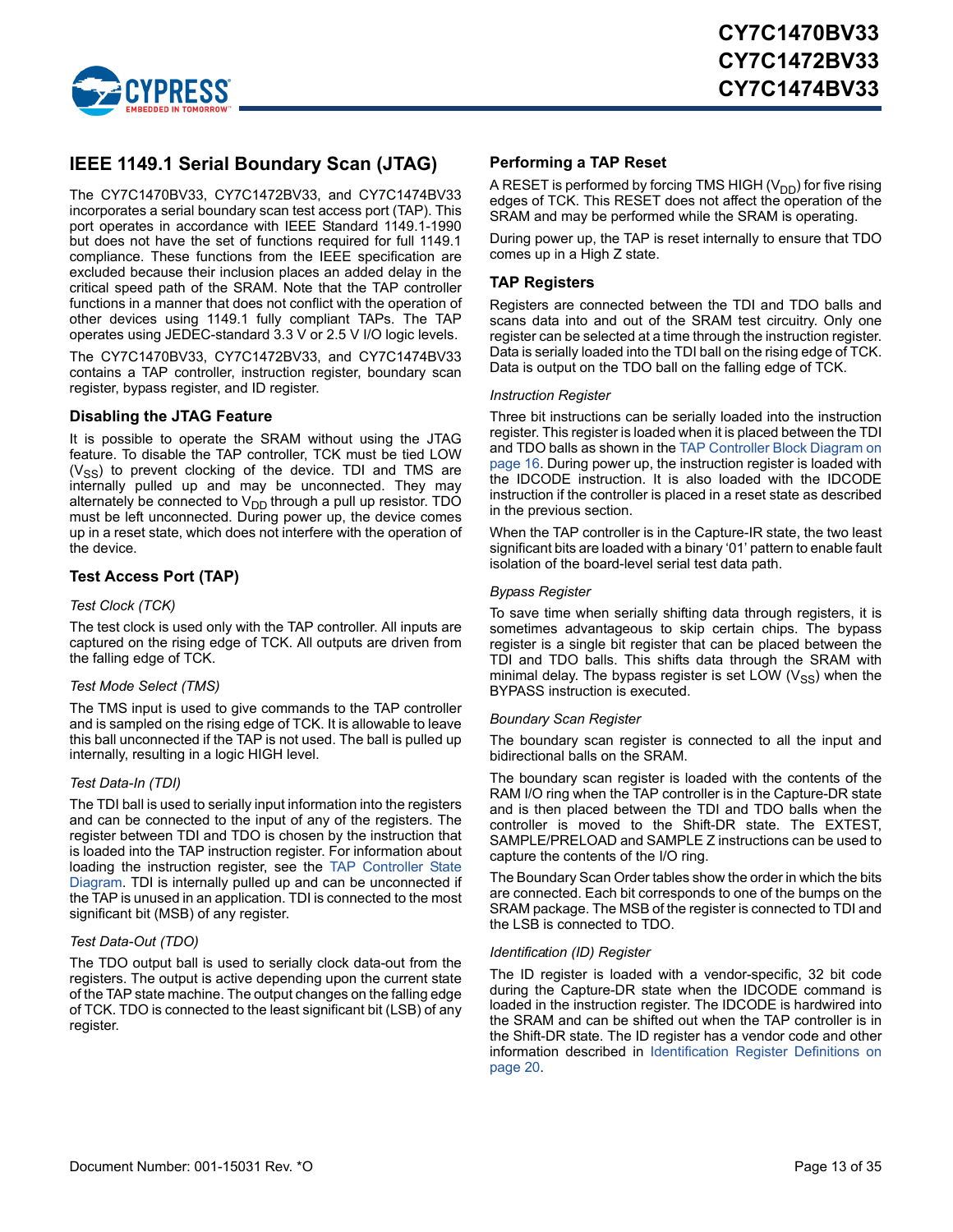## IEEE 1149.1 Serial Boundary Scan (JTAG)

The CY7C1470BV33, CY7C1472BV33, and CY7C1474BV33 incorporates a serial boundary scan test access port (TAP). This port operates in accordance with IEEE Standard 1149.1-1990 but does not have the set of functions required for full 1149.1 compliance. These functions from the IEEE specification are excluded because their inclusion places an added delay in the critical speed path of the SRAM. Note that the TAP controller functions in a manner that does not conflict with the operation of other devices using 1149.1 fully compliant TAPs. The TAP operates using JEDEC-standard 3.3 V or 2.5 V I/O logic levels.

The CY7C1470BV33, CY7C1472BV33, and CY7C1474BV33 contains a TAP controller, instruction register, boundary scan register, bypass register, and ID register.

### Disabling the JTAG Feature

It is possible to operate the SRAM without using the JTAG feature. To disable the TAP controller, TCK must be tied LOW ($V_{SS}$) to prevent clocking of the device. TDI and TMS are internally pulled up and may be unconnected. They may alternately be connected to $V_{DD}$ through a pull up resistor. TDO must be left unconnected. During power up, the device comes up in a reset state, which does not interfere with the operation of the device.

### Test Access Port (TAP)

*Test Clock (TCK)*

The test clock is used only with the TAP controller. All inputs are captured on the rising edge of TCK. All outputs are driven from the falling edge of TCK.

*Test Mode Select (TMS)*

The TMS input is used to give commands to the TAP controller and is sampled on the rising edge of TCK. It is allowable to leave this ball unconnected if the TAP is not used. The ball is pulled up internally, resulting in a logic HIGH level.

*Test Data-In (TDI)*

The TDI ball is used to serially input information into the registers and can be connected to the input of any of the registers. The register between TDI and TDO is chosen by the instruction that is loaded into the TAP instruction register. For information about loading the instruction register, see the TAP Controller State Diagram. TDI is internally pulled up and can be unconnected if the TAP is unused in an application. TDI is connected to the most significant bit (MSB) of any register.

*Test Data-Out (TDO)*

The TDO output ball is used to serially clock data-out from the registers. The output is active depending upon the current state of the TAP state machine. The output changes on the falling edge of TCK. TDO is connected to the least significant bit (LSB) of any register.

### Performing a TAP Reset

A RESET is performed by forcing TMS HIGH ($V_{DD}$) for five rising edges of TCK. This RESET does not affect the operation of the SRAM and may be performed while the SRAM is operating.

During power up, the TAP is reset internally to ensure that TDO comes up in a High Z state.

### TAP Registers

Registers are connected between the TDI and TDO balls and scans data into and out of the SRAM test circuitry. Only one register can be selected at a time through the instruction register. Data is serially loaded into the TDI ball on the rising edge of TCK. Data is output on the TDO ball on the falling edge of TCK.

*Instruction Register*

Three bit instructions can be serially loaded into the instruction register. This register is loaded when it is placed between the TDI and TDO balls as shown in the TAP Controller Block Diagram on page 16. During power up, the instruction register is loaded with the IDCODE instruction. It is also loaded with the IDCODE instruction if the controller is placed in a reset state as described in the previous section.

When the TAP controller is in the Capture-IR state, the two least significant bits are loaded with a binary '01' pattern to enable fault isolation of the board-level serial test data path.

*Bypass Register*

To save time when serially shifting data through registers, it is sometimes advantageous to skip certain chips. The bypass register is a single bit register that can be placed between the TDI and TDO balls. This shifts data through the SRAM with minimal delay. The bypass register is set LOW ($V_{SS}$) when the BYPASS instruction is executed.

*Boundary Scan Register*

The boundary scan register is connected to all the input and bidirectional balls on the SRAM.

The boundary scan register is loaded with the contents of the RAM I/O ring when the TAP controller is in the Capture-DR state and is then placed between the TDI and TDO balls when the controller is moved to the Shift-DR state. The EXTEST, SAMPLE/PRELOAD and SAMPLE Z instructions can be used to capture the contents of the I/O ring.

The Boundary Scan Order tables show the order in which the bits are connected. Each bit corresponds to one of the bumps on the SRAM package. The MSB of the register is connected to TDI and the LSB is connected to TDO.

*Identification (ID) Register*

The ID register is loaded with a vendor-specific, 32 bit code during the Capture-DR state when the IDCODE command is loaded in the instruction register. The IDCODE is hardwired into the SRAM and can be shifted out when the TAP controller is in the Shift-DR state. The ID register has a vendor code and other information described in Identification Register Definitions on page 20.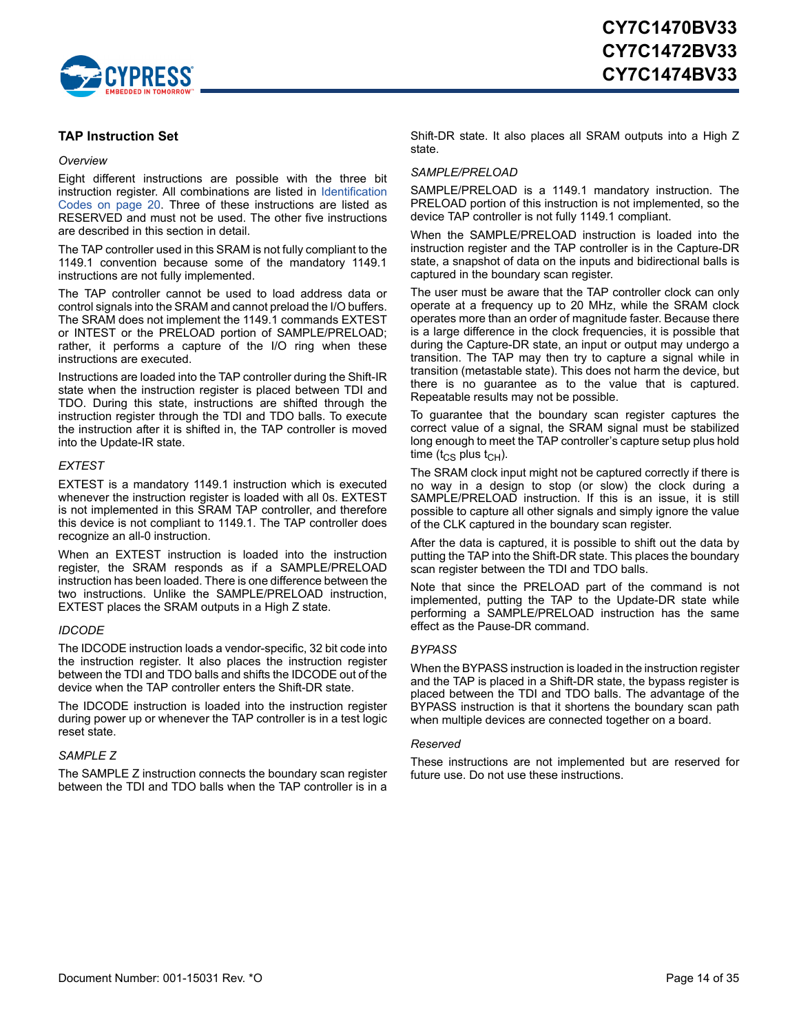## TAP Instruction Set

*Overview*

Eight different instructions are possible with the three bit instruction register. All combinations are listed in Identification Codes on page 20. Three of these instructions are listed as RESERVED and must not be used. The other five instructions are described in this section in detail.

The TAP controller used in this SRAM is not fully compliant to the 1149.1 convention because some of the mandatory 1149.1 instructions are not fully implemented.

The TAP controller cannot be used to load address data or control signals into the SRAM and cannot preload the I/O buffers. The SRAM does not implement the 1149.1 commands EXTEST or INTEST or the PRELOAD portion of SAMPLE/PRELOAD; rather, it performs a capture of the I/O ring when these instructions are executed.

Instructions are loaded into the TAP controller during the Shift-IR state when the instruction register is placed between TDI and TDO. During this state, instructions are shifted through the instruction register through the TDI and TDO balls. To execute the instruction after it is shifted in, the TAP controller is moved into the Update-IR state.

*EXTEST*

EXTEST is a mandatory 1149.1 instruction which is executed whenever the instruction register is loaded with all 0s. EXTEST is not implemented in this SRAM TAP controller, and therefore this device is not compliant to 1149.1. The TAP controller does recognize an all-0 instruction.

When an EXTEST instruction is loaded into the instruction register, the SRAM responds as if a SAMPLE/PRELOAD instruction has been loaded. There is one difference between the two instructions. Unlike the SAMPLE/PRELOAD instruction, EXTEST places the SRAM outputs in a High Z state.

*IDCODE*

The IDCODE instruction loads a vendor-specific, 32 bit code into the instruction register. It also places the instruction register between the TDI and TDO balls and shifts the IDCODE out of the device when the TAP controller enters the Shift-DR state.

The IDCODE instruction is loaded into the instruction register during power up or whenever the TAP controller is in a test logic reset state.

*SAMPLE Z*

The SAMPLE Z instruction connects the boundary scan register between the TDI and TDO balls when the TAP controller is in a Shift-DR state. It also places all SRAM outputs into a High Z state.

*SAMPLE/PRELOAD*

SAMPLE/PRELOAD is a 1149.1 mandatory instruction. The PRELOAD portion of this instruction is not implemented, so the device TAP controller is not fully 1149.1 compliant.

When the SAMPLE/PRELOAD instruction is loaded into the instruction register and the TAP controller is in the Capture-DR state, a snapshot of data on the inputs and bidirectional balls is captured in the boundary scan register.

The user must be aware that the TAP controller clock can only operate at a frequency up to 20 MHz, while the SRAM clock operates more than an order of magnitude faster. Because there is a large difference in the clock frequencies, it is possible that during the Capture-DR state, an input or output may undergo a transition. The TAP may then try to capture a signal while in transition (metastable state). This does not harm the device, but there is no guarantee as to the value that is captured. Repeatable results may not be possible.

To guarantee that the boundary scan register captures the correct value of a signal, the SRAM signal must be stabilized long enough to meet the TAP controller's capture setup plus hold time ($t_{CS}$ plus $t_{CH}$).

The SRAM clock input might not be captured correctly if there is no way in a design to stop (or slow) the clock during a SAMPLE/PRELOAD instruction. If this is an issue, it is still possible to capture all other signals and simply ignore the value of the CLK captured in the boundary scan register.

After the data is captured, it is possible to shift out the data by putting the TAP into the Shift-DR state. This places the boundary scan register between the TDI and TDO balls.

Note that since the PRELOAD part of the command is not implemented, putting the TAP to the Update-DR state while performing a SAMPLE/PRELOAD instruction has the same effect as the Pause-DR command.

*BYPASS*

When the BYPASS instruction is loaded in the instruction register and the TAP is placed in a Shift-DR state, the bypass register is placed between the TDI and TDO balls. The advantage of the BYPASS instruction is that it shortens the boundary scan path when multiple devices are connected together on a board.

*Reserved*

These instructions are not implemented but are reserved for future use. Do not use these instructions.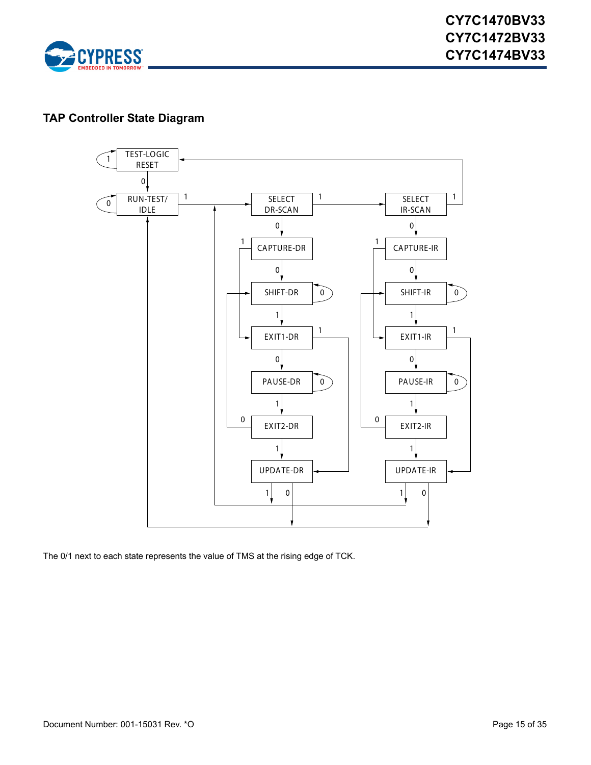## TAP Controller State Diagram

The 0/1 next to each state represents the value of TMS at the rising edge of TCK.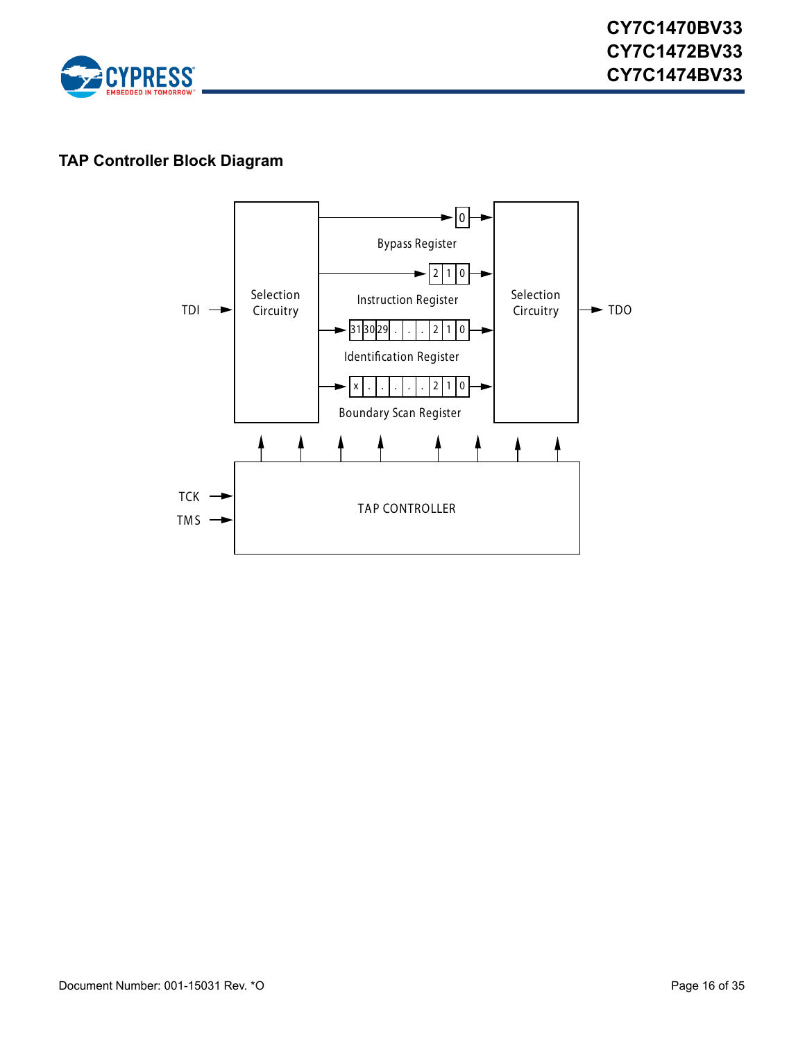## TAP Controller Block Diagram

TDI → Selection Circuitry

Bypass Register: 0

Instruction Register: 2 | 1 | 0

Identification Register: 31 | 30 | 29 | . | . | . | 2 | 1 | 0

Boundary Scan Register: x | . | . | . | . | . | 2 | 1 | 0

Selection Circuitry → TDO

TCK → TAP CONTROLLER

TMS → TAP CONTROLLER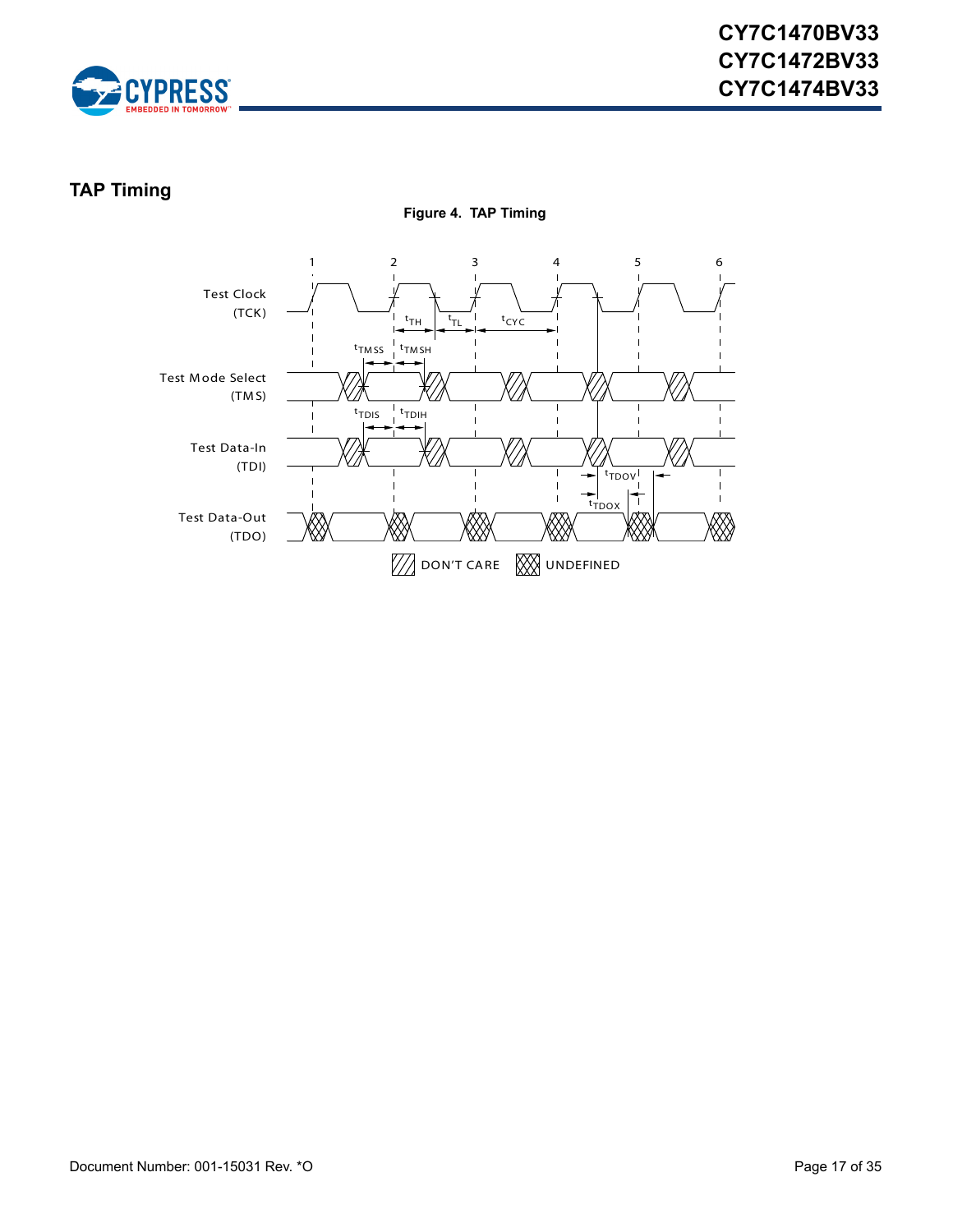## TAP Timing

**Figure 4. TAP Timing**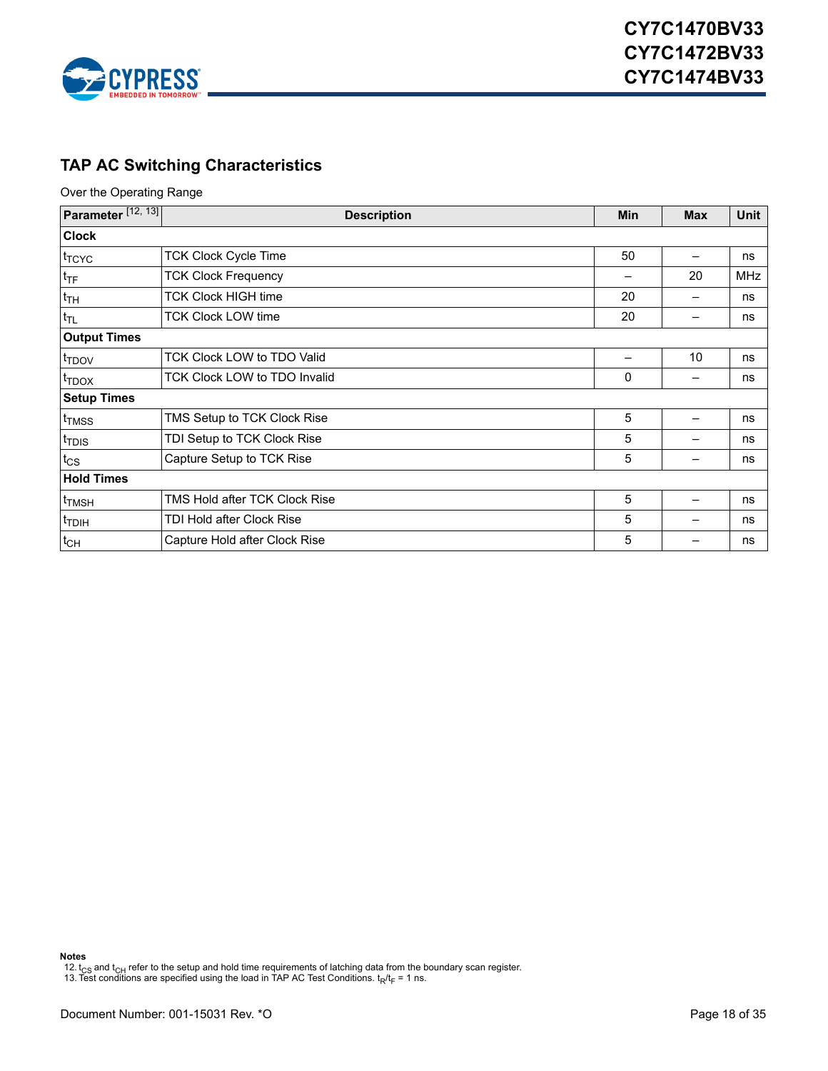## TAP AC Switching Characteristics

Over the Operating Range

| Parameter [12, 13] | Description | Min | Max | Unit |
|---|---|---|---|---|
| **Clock** | | | | |
| $t_{TCYC}$ | TCK Clock Cycle Time | 50 | – | ns |
| $t_{TF}$ | TCK Clock Frequency | – | 20 | MHz |
| $t_{TH}$ | TCK Clock HIGH time | 20 | – | ns |
| $t_{TL}$ | TCK Clock LOW time | 20 | – | ns |
| **Output Times** | | | | |
| $t_{TDOV}$ | TCK Clock LOW to TDO Valid | – | 10 | ns |
| $t_{TDOX}$ | TCK Clock LOW to TDO Invalid | 0 | – | ns |
| **Setup Times** | | | | |
| $t_{TMSS}$ | TMS Setup to TCK Clock Rise | 5 | – | ns |
| $t_{TDIS}$ | TDI Setup to TCK Clock Rise | 5 | – | ns |
| $t_{CS}$ | Capture Setup to TCK Rise | 5 | – | ns |
| **Hold Times** | | | | |
| $t_{TMSH}$ | TMS Hold after TCK Clock Rise | 5 | – | ns |
| $t_{TDIH}$ | TDI Hold after Clock Rise | 5 | – | ns |
| $t_{CH}$ | Capture Hold after Clock Rise | 5 | – | ns |

**Notes**

12. $t_{CS}$ and $t_{CH}$ refer to the setup and hold time requirements of latching data from the boundary scan register.
13. Test conditions are specified using the load in TAP AC Test Conditions. $t_R/t_F$ = 1 ns.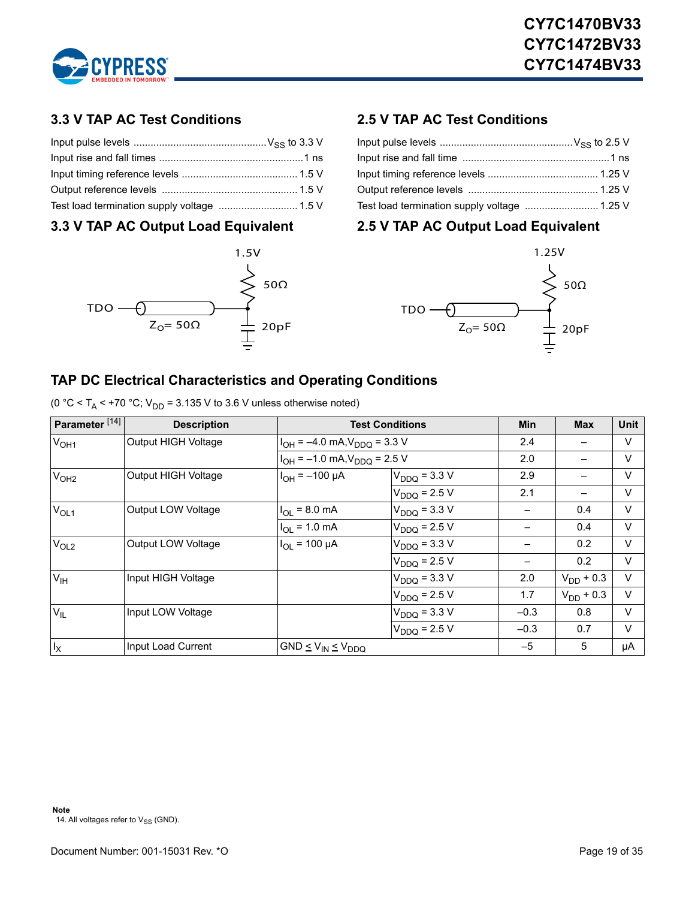## 3.3 V TAP AC Test Conditions

Input pulse levels ............................................... $V_{SS}$ to 3.3 V
Input rise and fall times ...................................................1 ns
Input timing reference levels ......................................... 1.5 V
Output reference levels ................................................ 1.5 V
Test load termination supply voltage ............................ 1.5 V

## 3.3 V TAP AC Output Load Equivalent

1.5V
50Ω
TDO
$Z_O$= 50Ω
20pF

## 2.5 V TAP AC Test Conditions

Input pulse levels ............................................... $V_{SS}$ to 2.5 V
Input rise and fall time ....................................................1 ns
Input timing reference levels ....................................... 1.25 V
Output reference levels .............................................. 1.25 V
Test load termination supply voltage .......................... 1.25 V

## 2.5 V TAP AC Output Load Equivalent

1.25V
50Ω
TDO
$Z_O$= 50Ω
20pF

## TAP DC Electrical Characteristics and Operating Conditions

(0 °C < $T_A$ < +70 °C; $V_{DD}$ = 3.135 V to 3.6 V unless otherwise noted)

| Parameter [14] | Description | Test Conditions | | Min | Max | Unit |
|---|---|---|---|---|---|---|
| $V_{OH1}$ | Output HIGH Voltage | $I_{OH}$ = –4.0 mA, $V_{DDQ}$ = 3.3 V | | 2.4 | – | V |
| | | $I_{OH}$ = –1.0 mA, $V_{DDQ}$ = 2.5 V | | 2.0 | – | V |
| $V_{OH2}$ | Output HIGH Voltage | $I_{OH}$ = –100 µA | $V_{DDQ}$ = 3.3 V | 2.9 | – | V |
| | | | $V_{DDQ}$ = 2.5 V | 2.1 | – | V |
| $V_{OL1}$ | Output LOW Voltage | $I_{OL}$ = 8.0 mA | $V_{DDQ}$ = 3.3 V | – | 0.4 | V |
| | | $I_{OL}$ = 1.0 mA | $V_{DDQ}$ = 2.5 V | – | 0.4 | V |
| $V_{OL2}$ | Output LOW Voltage | $I_{OL}$ = 100 µA | $V_{DDQ}$ = 3.3 V | – | 0.2 | V |
| | | | $V_{DDQ}$ = 2.5 V | – | 0.2 | V |
| $V_{IH}$ | Input HIGH Voltage | | $V_{DDQ}$ = 3.3 V | 2.0 | $V_{DD}$ + 0.3 | V |
| | | | $V_{DDQ}$ = 2.5 V | 1.7 | $V_{DD}$ + 0.3 | V |
| $V_{IL}$ | Input LOW Voltage | | $V_{DDQ}$ = 3.3 V | –0.3 | 0.8 | V |
| | | | $V_{DDQ}$ = 2.5 V | –0.3 | 0.7 | V |
| $I_X$ | Input Load Current | GND ≤ $V_{IN}$ ≤ $V_{DDQ}$ | | –5 | 5 | µA |

**Note**
14. All voltages refer to $V_{SS}$ (GND).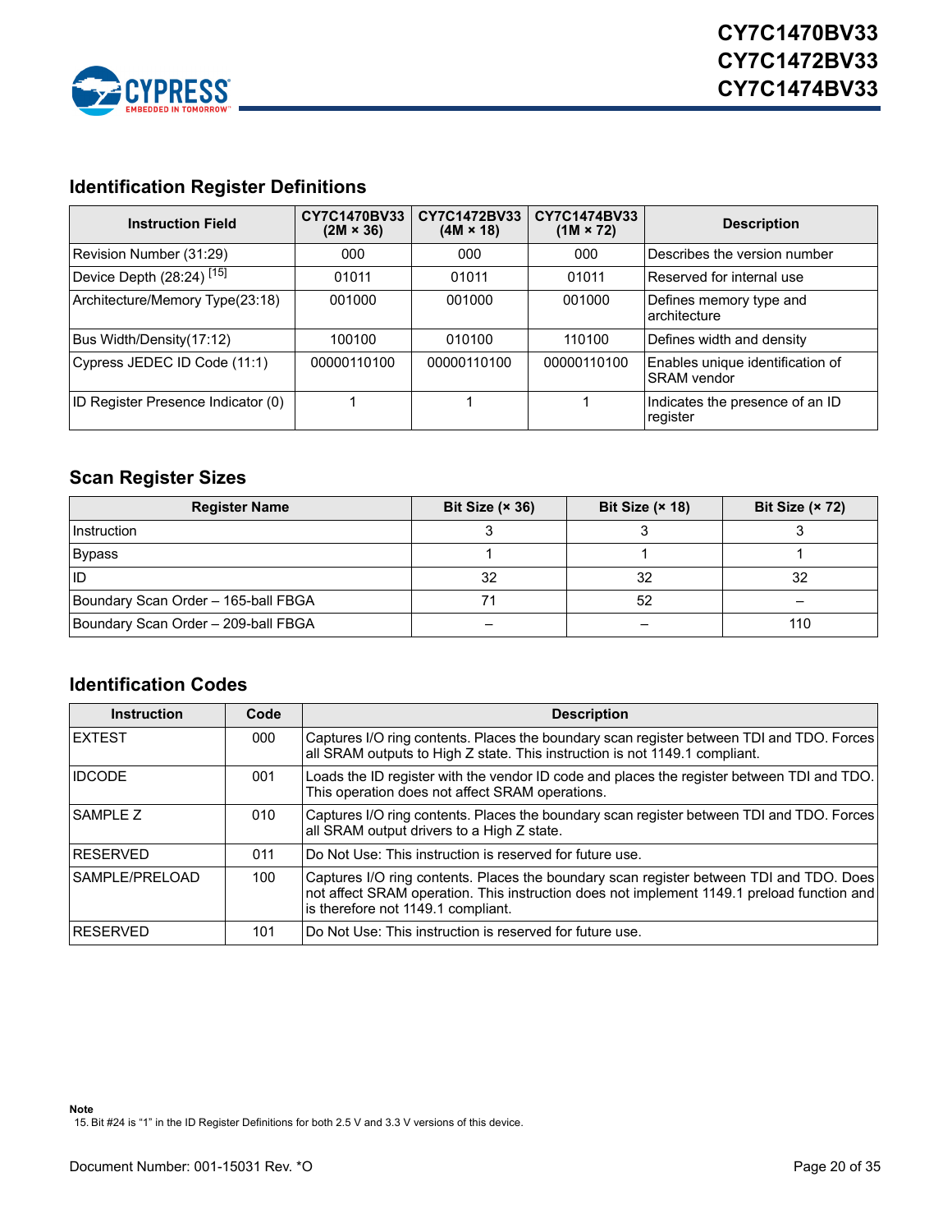## Identification Register Definitions

| Instruction Field | CY7C1470BV33 (2M × 36) | CY7C1472BV33 (4M × 18) | CY7C1474BV33 (1M × 72) | Description |
|---|---|---|---|---|
| Revision Number (31:29) | 000 | 000 | 000 | Describes the version number |
| Device Depth (28:24) [15] | 01011 | 01011 | 01011 | Reserved for internal use |
| Architecture/Memory Type(23:18) | 001000 | 001000 | 001000 | Defines memory type and architecture |
| Bus Width/Density(17:12) | 100100 | 010100 | 110100 | Defines width and density |
| Cypress JEDEC ID Code (11:1) | 00000110100 | 00000110100 | 00000110100 | Enables unique identification of SRAM vendor |
| ID Register Presence Indicator (0) | 1 | 1 | 1 | Indicates the presence of an ID register |

## Scan Register Sizes

| Register Name | Bit Size (× 36) | Bit Size (× 18) | Bit Size (× 72) |
|---|---|---|---|
| Instruction | 3 | 3 | 3 |
| Bypass | 1 | 1 | 1 |
| ID | 32 | 32 | 32 |
| Boundary Scan Order – 165-ball FBGA | 71 | 52 | – |
| Boundary Scan Order – 209-ball FBGA | – | – | 110 |

## Identification Codes

| Instruction | Code | Description |
|---|---|---|
| EXTEST | 000 | Captures I/O ring contents. Places the boundary scan register between TDI and TDO. Forces all SRAM outputs to High Z state. This instruction is not 1149.1 compliant. |
| IDCODE | 001 | Loads the ID register with the vendor ID code and places the register between TDI and TDO. This operation does not affect SRAM operations. |
| SAMPLE Z | 010 | Captures I/O ring contents. Places the boundary scan register between TDI and TDO. Forces all SRAM output drivers to a High Z state. |
| RESERVED | 011 | Do Not Use: This instruction is reserved for future use. |
| SAMPLE/PRELOAD | 100 | Captures I/O ring contents. Places the boundary scan register between TDI and TDO. Does not affect SRAM operation. This instruction does not implement 1149.1 preload function and is therefore not 1149.1 compliant. |
| RESERVED | 101 | Do Not Use: This instruction is reserved for future use. |

**Note**

15. Bit #24 is “1” in the ID Register Definitions for both 2.5 V and 3.3 V versions of this device.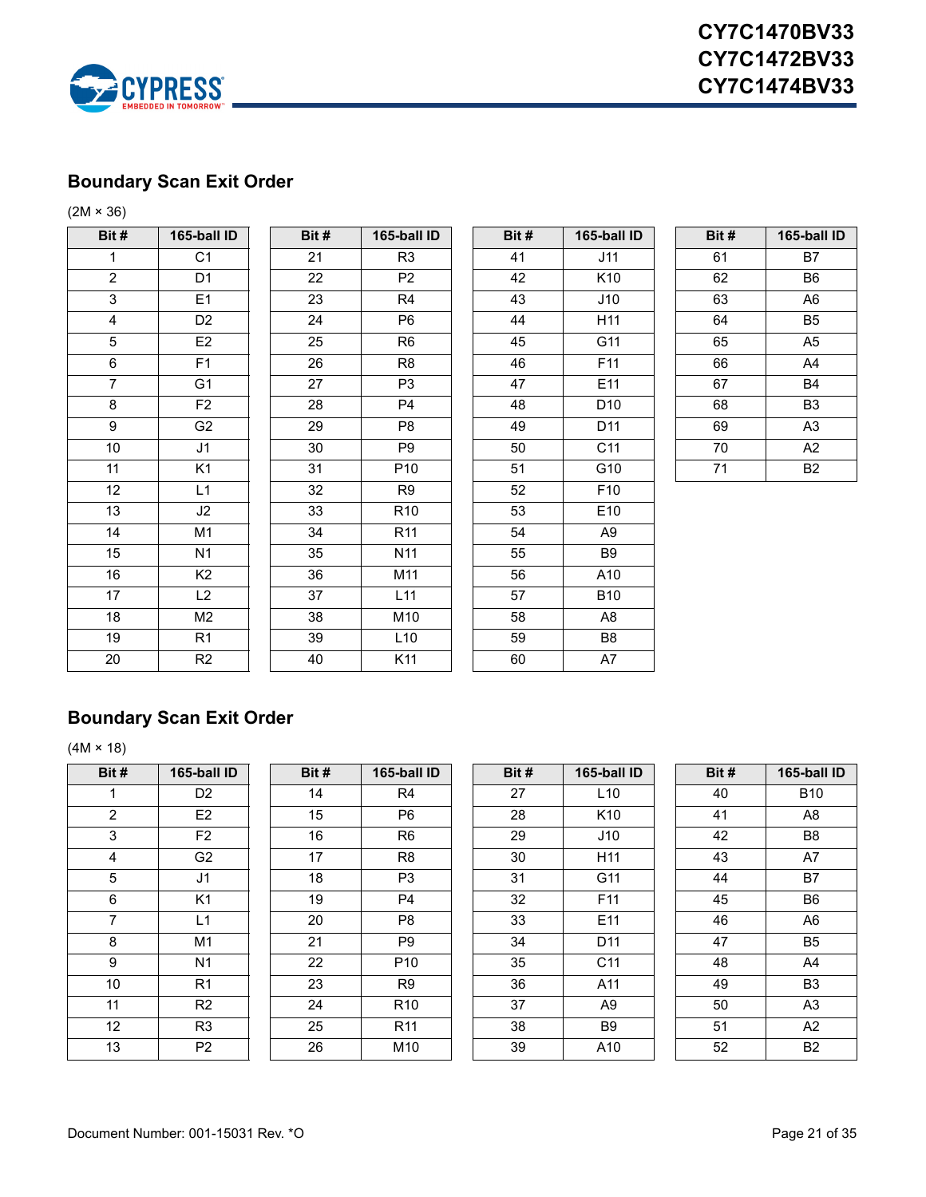## Boundary Scan Exit Order

(2M × 36)

| Bit # | 165-ball ID | Bit # | 165-ball ID | Bit # | 165-ball ID | Bit # | 165-ball ID |
|---|---|---|---|---|---|---|---|
| 1 | C1 | 21 | R3 | 41 | J11 | 61 | B7 |
| 2 | D1 | 22 | P2 | 42 | K10 | 62 | B6 |
| 3 | E1 | 23 | R4 | 43 | J10 | 63 | A6 |
| 4 | D2 | 24 | P6 | 44 | H11 | 64 | B5 |
| 5 | E2 | 25 | R6 | 45 | G11 | 65 | A5 |
| 6 | F1 | 26 | R8 | 46 | F11 | 66 | A4 |
| 7 | G1 | 27 | P3 | 47 | E11 | 67 | B4 |
| 8 | F2 | 28 | P4 | 48 | D10 | 68 | B3 |
| 9 | G2 | 29 | P8 | 49 | D11 | 69 | A3 |
| 10 | J1 | 30 | P9 | 50 | C11 | 70 | A2 |
| 11 | K1 | 31 | P10 | 51 | G10 | 71 | B2 |
| 12 | L1 | 32 | R9 | 52 | F10 | | |
| 13 | J2 | 33 | R10 | 53 | E10 | | |
| 14 | M1 | 34 | R11 | 54 | A9 | | |
| 15 | N1 | 35 | N11 | 55 | B9 | | |
| 16 | K2 | 36 | M11 | 56 | A10 | | |
| 17 | L2 | 37 | L11 | 57 | B10 | | |
| 18 | M2 | 38 | M10 | 58 | A8 | | |
| 19 | R1 | 39 | L10 | 59 | B8 | | |
| 20 | R2 | 40 | K11 | 60 | A7 | | |

## Boundary Scan Exit Order

(4M × 18)

| Bit # | 165-ball ID | Bit # | 165-ball ID | Bit # | 165-ball ID | Bit # | 165-ball ID |
|---|---|---|---|---|---|---|---|
| 1 | D2 | 14 | R4 | 27 | L10 | 40 | B10 |
| 2 | E2 | 15 | P6 | 28 | K10 | 41 | A8 |
| 3 | F2 | 16 | R6 | 29 | J10 | 42 | B8 |
| 4 | G2 | 17 | R8 | 30 | H11 | 43 | A7 |
| 5 | J1 | 18 | P3 | 31 | G11 | 44 | B7 |
| 6 | K1 | 19 | P4 | 32 | F11 | 45 | B6 |
| 7 | L1 | 20 | P8 | 33 | E11 | 46 | A6 |
| 8 | M1 | 21 | P9 | 34 | D11 | 47 | B5 |
| 9 | N1 | 22 | P10 | 35 | C11 | 48 | A4 |
| 10 | R1 | 23 | R9 | 36 | A11 | 49 | B3 |
| 11 | R2 | 24 | R10 | 37 | A9 | 50 | A3 |
| 12 | R3 | 25 | R11 | 38 | B9 | 51 | A2 |
| 13 | P2 | 26 | M10 | 39 | A10 | 52 | B2 |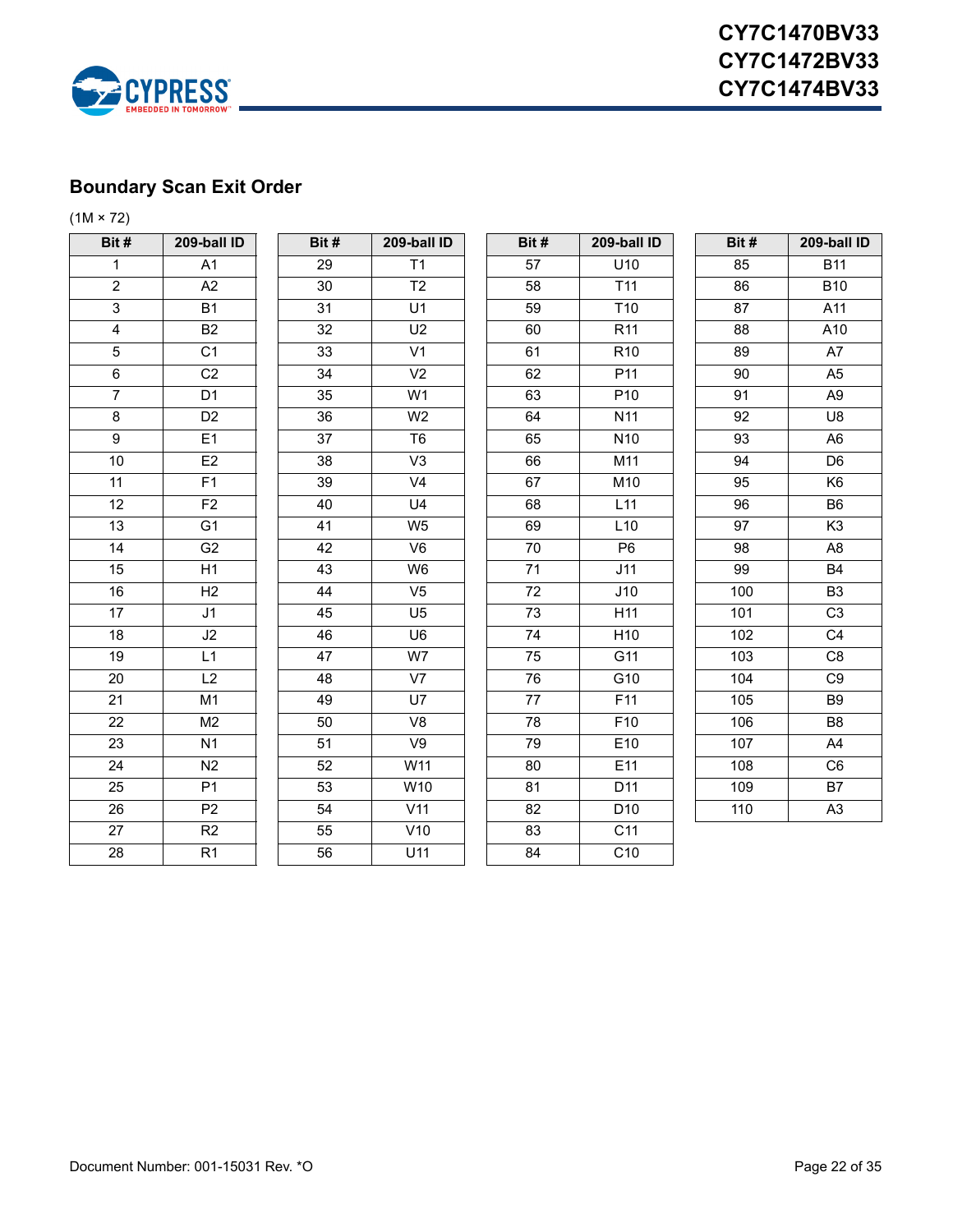## Boundary Scan Exit Order

(1M × 72)

| Bit # | 209-ball ID | Bit # | 209-ball ID | Bit # | 209-ball ID | Bit # | 209-ball ID |
|---|---|---|---|---|---|---|---|
| 1 | A1 | 29 | T1 | 57 | U10 | 85 | B11 |
| 2 | A2 | 30 | T2 | 58 | T11 | 86 | B10 |
| 3 | B1 | 31 | U1 | 59 | T10 | 87 | A11 |
| 4 | B2 | 32 | U2 | 60 | R11 | 88 | A10 |
| 5 | C1 | 33 | V1 | 61 | R10 | 89 | A7 |
| 6 | C2 | 34 | V2 | 62 | P11 | 90 | A5 |
| 7 | D1 | 35 | W1 | 63 | P10 | 91 | A9 |
| 8 | D2 | 36 | W2 | 64 | N11 | 92 | U8 |
| 9 | E1 | 37 | T6 | 65 | N10 | 93 | A6 |
| 10 | E2 | 38 | V3 | 66 | M11 | 94 | D6 |
| 11 | F1 | 39 | V4 | 67 | M10 | 95 | K6 |
| 12 | F2 | 40 | U4 | 68 | L11 | 96 | B6 |
| 13 | G1 | 41 | W5 | 69 | L10 | 97 | K3 |
| 14 | G2 | 42 | V6 | 70 | P6 | 98 | A8 |
| 15 | H1 | 43 | W6 | 71 | J11 | 99 | B4 |
| 16 | H2 | 44 | V5 | 72 | J10 | 100 | B3 |
| 17 | J1 | 45 | U5 | 73 | H11 | 101 | C3 |
| 18 | J2 | 46 | U6 | 74 | H10 | 102 | C4 |
| 19 | L1 | 47 | W7 | 75 | G11 | 103 | C8 |
| 20 | L2 | 48 | V7 | 76 | G10 | 104 | C9 |
| 21 | M1 | 49 | U7 | 77 | F11 | 105 | B9 |
| 22 | M2 | 50 | V8 | 78 | F10 | 106 | B8 |
| 23 | N1 | 51 | V9 | 79 | E10 | 107 | A4 |
| 24 | N2 | 52 | W11 | 80 | E11 | 108 | C6 |
| 25 | P1 | 53 | W10 | 81 | D11 | 109 | B7 |
| 26 | P2 | 54 | V11 | 82 | D10 | 110 | A3 |
| 27 | R2 | 55 | V10 | 83 | C11 | | |
| 28 | R1 | 56 | U11 | 84 | C10 | | |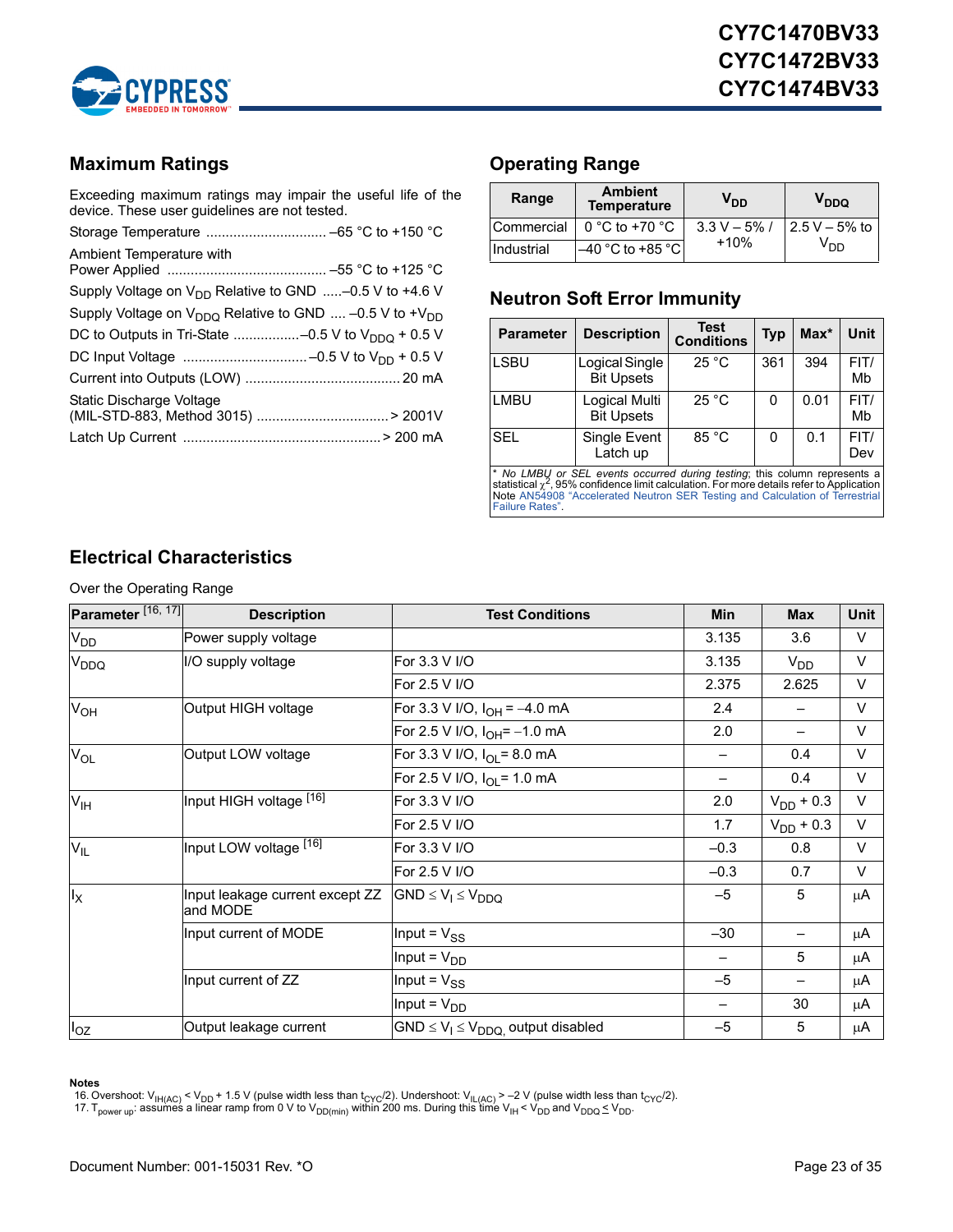## Maximum Ratings

Exceeding maximum ratings may impair the useful life of the device. These user guidelines are not tested.

Storage Temperature ............................... –65 °C to +150 °C

Ambient Temperature with Power Applied ......................................... –55 °C to +125 °C

Supply Voltage on $V_{DD}$ Relative to GND .....–0.5 V to +4.6 V

Supply Voltage on $V_{DDQ}$ Relative to GND .... –0.5 V to $+V_{DD}$

DC to Outputs in Tri-State .................–0.5 V to $V_{DDQ}$ + 0.5 V

DC Input Voltage ............................... –0.5 V to $V_{DD}$ + 0.5 V

Current into Outputs (LOW) ........................................ 20 mA

Static Discharge Voltage (MIL-STD-883, Method 3015) ................................. > 2001V

Latch Up Current .................................................. > 200 mA

## Operating Range

| Range | Ambient Temperature | $V_{DD}$ | $V_{DDQ}$ |
|---|---|---|---|
| Commercial | 0 °C to +70 °C | 3.3 V – 5% / +10% | 2.5 V – 5% to $V_{DD}$ |
| Industrial | –40 °C to +85 °C | | |

## Neutron Soft Error Immunity

| Parameter | Description | Test Conditions | Typ | Max* | Unit |
|---|---|---|---|---|---|
| LSBU | Logical Single Bit Upsets | 25 °C | 361 | 394 | FIT/Mb |
| LMBU | Logical Multi Bit Upsets | 25 °C | 0 | 0.01 | FIT/Mb |
| SEL | Single Event Latch up | 85 °C | 0 | 0.1 | FIT/Dev |

\* *No LMBU or SEL events occurred during testing*; this column represents a statistical $\chi^2$, 95% confidence limit calculation. For more details refer to Application Note AN54908 “Accelerated Neutron SER Testing and Calculation of Terrestrial Failure Rates”.

## Electrical Characteristics

Over the Operating Range

| Parameter [16, 17] | Description | Test Conditions | Min | Max | Unit |
|---|---|---|---|---|---|
| $V_{DD}$ | Power supply voltage | | 3.135 | 3.6 | V |
| $V_{DDQ}$ | I/O supply voltage | For 3.3 V I/O | 3.135 | $V_{DD}$ | V |
| | | For 2.5 V I/O | 2.375 | 2.625 | V |
| $V_{OH}$ | Output HIGH voltage | For 3.3 V I/O, $I_{OH}$ = –4.0 mA | 2.4 | – | V |
| | | For 2.5 V I/O, $I_{OH}$= –1.0 mA | 2.0 | – | V |
| $V_{OL}$ | Output LOW voltage | For 3.3 V I/O, $I_{OL}$= 8.0 mA | – | 0.4 | V |
| | | For 2.5 V I/O, $I_{OL}$= 1.0 mA | – | 0.4 | V |
| $V_{IH}$ | Input HIGH voltage [16] | For 3.3 V I/O | 2.0 | $V_{DD}$ + 0.3 | V |
| | | For 2.5 V I/O | 1.7 | $V_{DD}$ + 0.3 | V |
| $V_{IL}$ | Input LOW voltage [16] | For 3.3 V I/O | –0.3 | 0.8 | V |
| | | For 2.5 V I/O | –0.3 | 0.7 | V |
| $I_X$ | Input leakage current except ZZ and MODE | GND ≤ $V_I$ ≤ $V_{DDQ}$ | –5 | 5 | µA |
| | Input current of MODE | Input = $V_{SS}$ | –30 | – | µA |
| | | Input = $V_{DD}$ | – | 5 | µA |
| | Input current of ZZ | Input = $V_{SS}$ | –5 | – | µA |
| | | Input = $V_{DD}$ | – | 30 | µA |
| $I_{OZ}$ | Output leakage current | GND ≤ $V_I$ ≤ $V_{DDQ}$, output disabled | –5 | 5 | µA |

**Notes**

16. Overshoot: $V_{IH(AC)} < V_{DD}$ + 1.5 V (pulse width less than $t_{CYC}/2$). Undershoot: $V_{IL(AC)}$ > –2 V (pulse width less than $t_{CYC}/2$).
17. $T_{power\ up}$: assumes a linear ramp from 0 V to $V_{DD(min)}$ within 200 ms. During this time $V_{IH} < V_{DD}$ and $V_{DDQ} \leq V_{DD}$.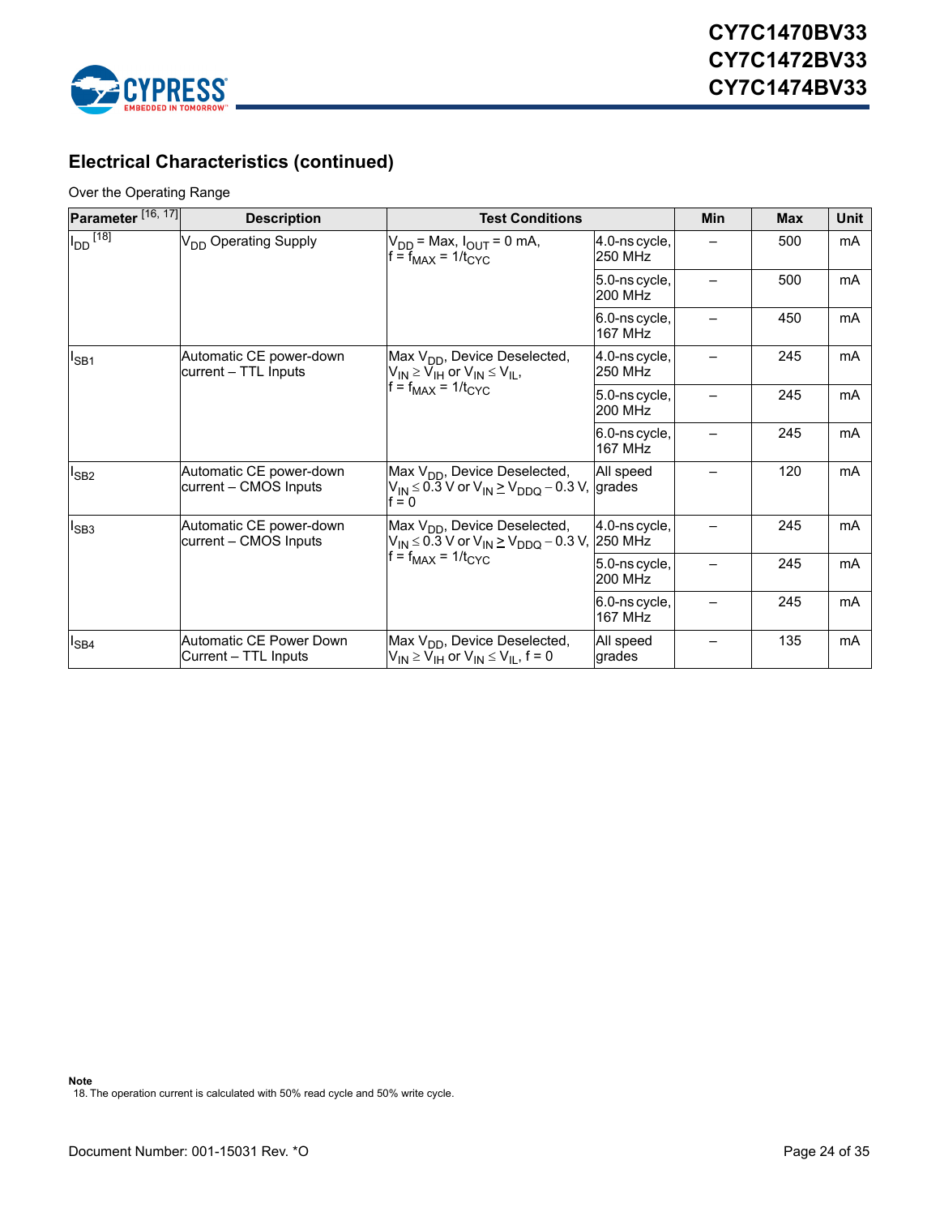## Electrical Characteristics (continued)

Over the Operating Range

| Parameter [16, 17] | Description | Test Conditions | | Min | Max | Unit |
|---|---|---|---|---|---|---|
| $I_{DD}$ [18] | $V_{DD}$ Operating Supply | $V_{DD}$ = Max, $I_{OUT}$ = 0 mA, f = $f_{MAX}$ = $1/t_{CYC}$ | 4.0-ns cycle, 250 MHz | – | 500 | mA |
| | | | 5.0-ns cycle, 200 MHz | – | 500 | mA |
| | | | 6.0-ns cycle, 167 MHz | – | 450 | mA |
| $I_{SB1}$ | Automatic CE power-down current – TTL Inputs | Max $V_{DD}$, Device Deselected, $V_{IN} \geq V_{IH}$ or $V_{IN} \leq V_{IL}$, f = $f_{MAX}$ = $1/t_{CYC}$ | 4.0-ns cycle, 250 MHz | – | 245 | mA |
| | | | 5.0-ns cycle, 200 MHz | – | 245 | mA |
| | | | 6.0-ns cycle, 167 MHz | – | 245 | mA |
| $I_{SB2}$ | Automatic CE power-down current – CMOS Inputs | Max $V_{DD}$, Device Deselected, $V_{IN} \leq 0.3$ V or $V_{IN} \geq V_{DDQ} - 0.3$ V, f = 0 | All speed grades | – | 120 | mA |
| $I_{SB3}$ | Automatic CE power-down current – CMOS Inputs | Max $V_{DD}$, Device Deselected, $V_{IN} \leq 0.3$ V or $V_{IN} \geq V_{DDQ} - 0.3$ V, f = $f_{MAX}$ = $1/t_{CYC}$ | 4.0-ns cycle, 250 MHz | – | 245 | mA |
| | | | 5.0-ns cycle, 200 MHz | – | 245 | mA |
| | | | 6.0-ns cycle, 167 MHz | – | 245 | mA |
| $I_{SB4}$ | Automatic CE Power Down Current – TTL Inputs | Max $V_{DD}$, Device Deselected, $V_{IN} \geq V_{IH}$ or $V_{IN} \leq V_{IL}$, f = 0 | All speed grades | – | 135 | mA |

**Note**

18. The operation current is calculated with 50% read cycle and 50% write cycle.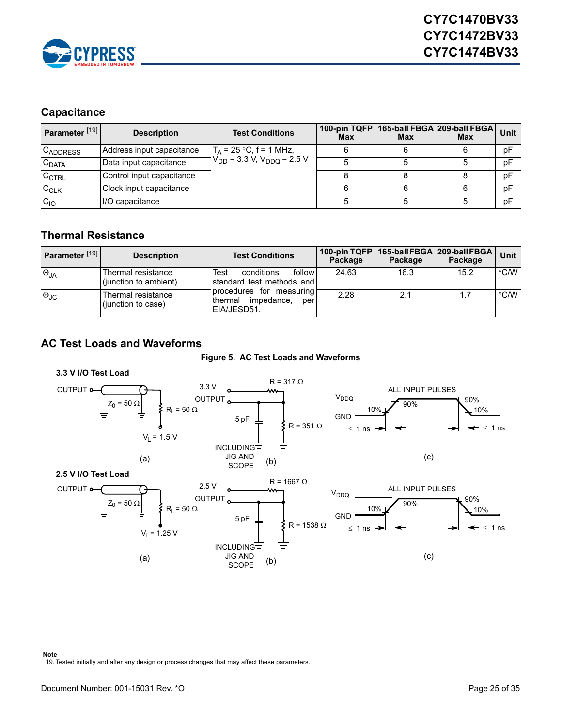## Capacitance

| Parameter [19] | Description | Test Conditions | 100-pin TQFP Max | 165-ball FBGA Max | 209-ball FBGA Max | Unit |
|---|---|---|---|---|---|---|
| $C_{ADDRESS}$ | Address input capacitance | $T_A$ = 25 °C, f = 1 MHz, $V_{DD}$ = 3.3 V, $V_{DDQ}$ = 2.5 V | 6 | 6 | 6 | pF |
| $C_{DATA}$ | Data input capacitance | | 5 | 5 | 5 | pF |
| $C_{CTRL}$ | Control input capacitance | | 8 | 8 | 8 | pF |
| $C_{CLK}$ | Clock input capacitance | | 6 | 6 | 6 | pF |
| $C_{IO}$ | I/O capacitance | | 5 | 5 | 5 | pF |

## Thermal Resistance

| Parameter [19] | Description | Test Conditions | 100-pin TQFP Package | 165-ball FBGA Package | 209-ball FBGA Package | Unit |
|---|---|---|---|---|---|---|
| $\Theta_{JA}$ | Thermal resistance (junction to ambient) | Test conditions follow standard test methods and procedures for measuring thermal impedance, per EIA/JESD51. | 24.63 | 16.3 | 15.2 | °C/W |
| $\Theta_{JC}$ | Thermal resistance (junction to case) | | 2.28 | 2.1 | 1.7 | °C/W |

## AC Test Loads and Waveforms

**Figure 5. AC Test Loads and Waveforms**

**3.3 V I/O Test Load**

(a) OUTPUT, $Z_0$ = 50 Ω, $R_L$ = 50 Ω, $V_L$ = 1.5 V

(b) 3.3 V, OUTPUT, R = 317 Ω, R = 351 Ω, 5 pF INCLUDING JIG AND SCOPE

(c) ALL INPUT PULSES: $V_{DDQ}$, GND, 10%, 90%, 90%, 10%, ≤ 1 ns, ≤ 1 ns

**2.5 V I/O Test Load**

(a) OUTPUT, $Z_0$ = 50 Ω, $R_L$ = 50 Ω, $V_L$ = 1.25 V

(b) 2.5 V, OUTPUT, R = 1667 Ω, R = 1538 Ω, 5 pF INCLUDING JIG AND SCOPE

(c) ALL INPUT PULSES: $V_{DDQ}$, GND, 10%, 90%, 90%, 10%, ≤ 1 ns, ≤ 1 ns

**Note**

19. Tested initially and after any design or process changes that may affect these parameters.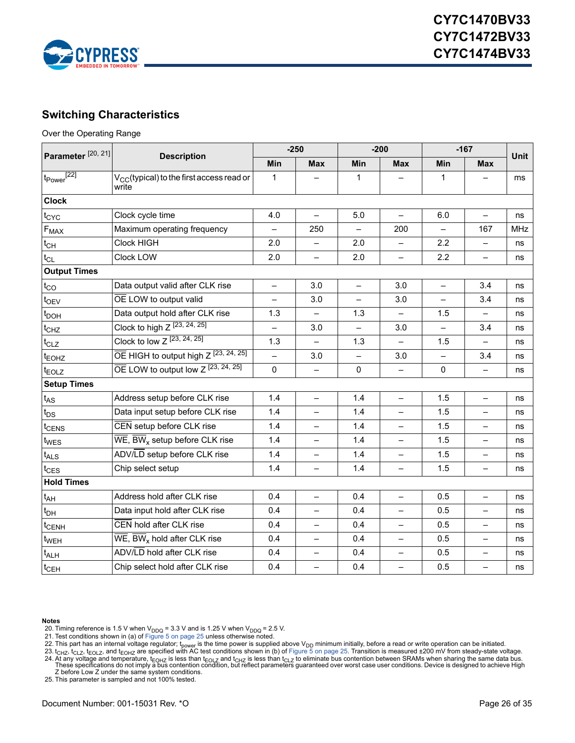## Switching Characteristics

Over the Operating Range

| Parameter [20, 21] | Description | -250 | | -200 | | -167 | | Unit |
|---|---|---|---|---|---|---|---|---|
| | | Min | Max | Min | Max | Min | Max | |
| $t_{Power}$ [22] | $V_{CC}$(typical) to the first access read or write | 1 | – | 1 | – | 1 | – | ms |
| **Clock** | | | | | | | | |
| $t_{CYC}$ | Clock cycle time | 4.0 | – | 5.0 | – | 6.0 | – | ns |
| $F_{MAX}$ | Maximum operating frequency | – | 250 | – | 200 | – | 167 | MHz |
| $t_{CH}$ | Clock HIGH | 2.0 | – | 2.0 | – | 2.2 | – | ns |
| $t_{CL}$ | Clock LOW | 2.0 | – | 2.0 | – | 2.2 | – | ns |
| **Output Times** | | | | | | | | |
| $t_{CO}$ | Data output valid after CLK rise | – | 3.0 | – | 3.0 | – | 3.4 | ns |
| $t_{OEV}$ | $\overline{OE}$ LOW to output valid | – | 3.0 | – | 3.0 | – | 3.4 | ns |
| $t_{DOH}$ | Data output hold after CLK rise | 1.3 | – | 1.3 | – | 1.5 | – | ns |
| $t_{CHZ}$ | Clock to high Z [23, 24, 25] | – | 3.0 | – | 3.0 | – | 3.4 | ns |
| $t_{CLZ}$ | Clock to low Z [23, 24, 25] | 1.3 | – | 1.3 | – | 1.5 | – | ns |
| $t_{EOHZ}$ | $\overline{OE}$ HIGH to output high Z [23, 24, 25] | – | 3.0 | – | 3.0 | – | 3.4 | ns |
| $t_{EOLZ}$ | $\overline{OE}$ LOW to output low Z [23, 24, 25] | 0 | – | 0 | – | 0 | – | ns |
| **Setup Times** | | | | | | | | |
| $t_{AS}$ | Address setup before CLK rise | 1.4 | – | 1.4 | – | 1.5 | – | ns |
| $t_{DS}$ | Data input setup before CLK rise | 1.4 | – | 1.4 | – | 1.5 | – | ns |
| $t_{CENS}$ | $\overline{CEN}$ setup before CLK rise | 1.4 | – | 1.4 | – | 1.5 | – | ns |
| $t_{WES}$ | $\overline{WE}$, $\overline{BW}_x$ setup before CLK rise | 1.4 | – | 1.4 | – | 1.5 | – | ns |
| $t_{ALS}$ | ADV/$\overline{LD}$ setup before CLK rise | 1.4 | – | 1.4 | – | 1.5 | – | ns |
| $t_{CES}$ | Chip select setup | 1.4 | – | 1.4 | – | 1.5 | – | ns |
| **Hold Times** | | | | | | | | |
| $t_{AH}$ | Address hold after CLK rise | 0.4 | – | 0.4 | – | 0.5 | – | ns |
| $t_{DH}$ | Data input hold after CLK rise | 0.4 | – | 0.4 | – | 0.5 | – | ns |
| $t_{CENH}$ | $\overline{CEN}$ hold after CLK rise | 0.4 | – | 0.4 | – | 0.5 | – | ns |
| $t_{WEH}$ | $\overline{WE}$, $\overline{BW}_x$ hold after CLK rise | 0.4 | – | 0.4 | – | 0.5 | – | ns |
| $t_{ALH}$ | ADV/$\overline{LD}$ hold after CLK rise | 0.4 | – | 0.4 | – | 0.5 | – | ns |
| $t_{CEH}$ | Chip select hold after CLK rise | 0.4 | – | 0.4 | – | 0.5 | – | ns |

**Notes**

20. Timing reference is 1.5 V when $V_{DDQ}$ = 3.3 V and is 1.25 V when $V_{DDQ}$ = 2.5 V.
21. Test conditions shown in (a) of Figure 5 on page 25 unless otherwise noted.
22. This part has an internal voltage regulator; $t_{power}$ is the time power is supplied above $V_{DD}$ minimum initially, before a read or write operation can be initiated.
23. $t_{CHZ}$, $t_{CLZ}$, $t_{EOLZ}$, and $t_{EOHZ}$ are specified with AC test conditions shown in (b) of Figure 5 on page 25. Transition is measured ±200 mV from steady-state voltage.
24. At any voltage and temperature, $t_{EOHZ}$ is less than $t_{EOLZ}$ and $t_{CHZ}$ is less than $t_{CLZ}$ to eliminate bus contention between SRAMs when sharing the same data bus. These specifications do not imply a bus contention condition, but reflect parameters guaranteed over worst case user conditions. Device is designed to achieve High Z before Low Z under the same system conditions.
25. This parameter is sampled and not 100% tested.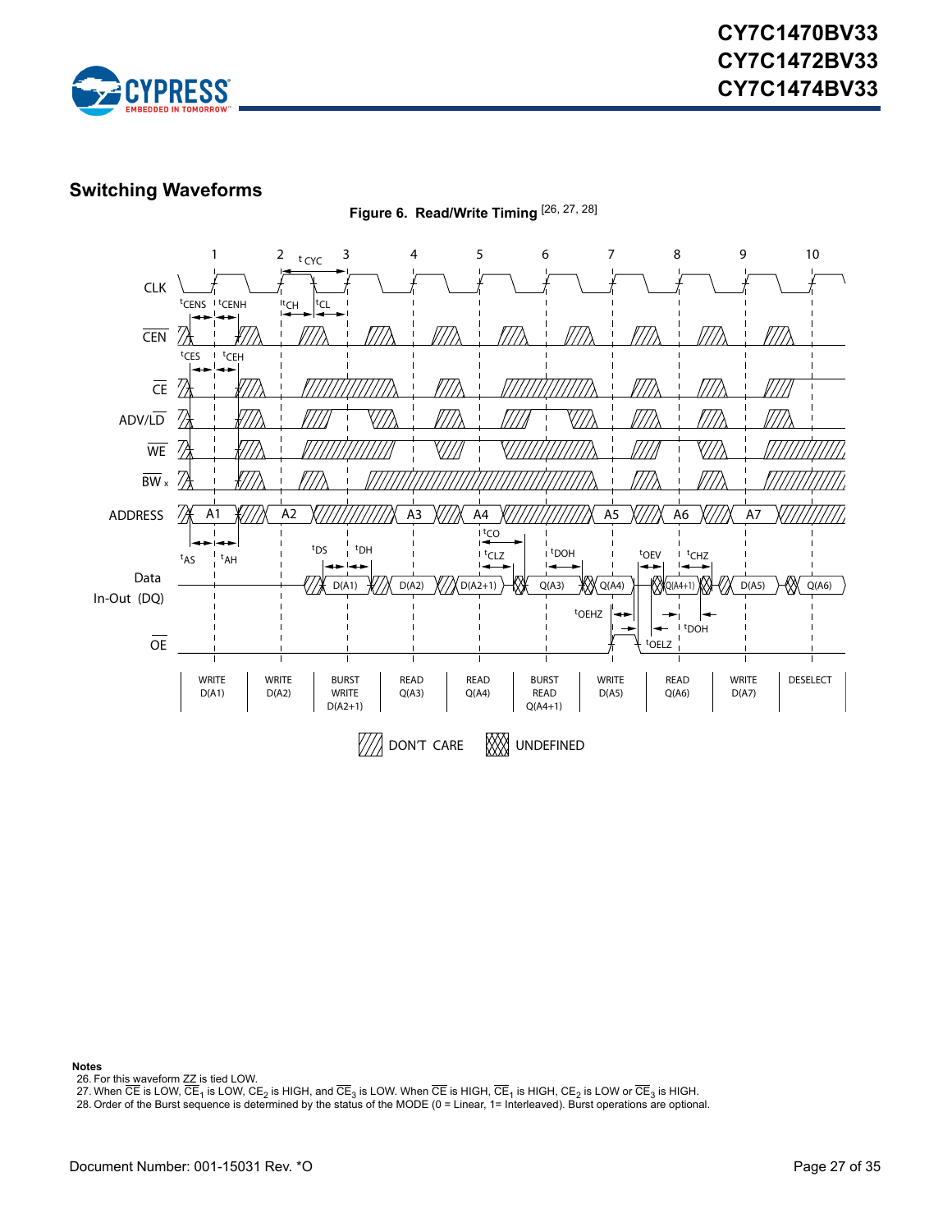## Switching Waveforms

**Figure 6. Read/Write Timing** [26, 27, 28]

| WRITE D(A1) | WRITE D(A2) | BURST WRITE D(A2+1) | READ Q(A3) | READ Q(A4) | BURST READ Q(A4+1) | WRITE D(A5) | READ Q(A6) | WRITE D(A7) | DESELECT |
|---|---|---|---|---|---|---|---|---|---|

DON'T CARE    UNDEFINED

**Notes**

26. For this waveform ZZ is tied LOW.
27. When $\overline{CE}$ is LOW, $\overline{CE}_1$ is LOW, $CE_2$ is HIGH, and $\overline{CE}_3$ is LOW. When $\overline{CE}$ is HIGH, $\overline{CE}_1$ is HIGH, $CE_2$ is LOW or $\overline{CE}_3$ is HIGH.
28. Order of the Burst sequence is determined by the status of the MODE (0 = Linear, 1= Interleaved). Burst operations are optional.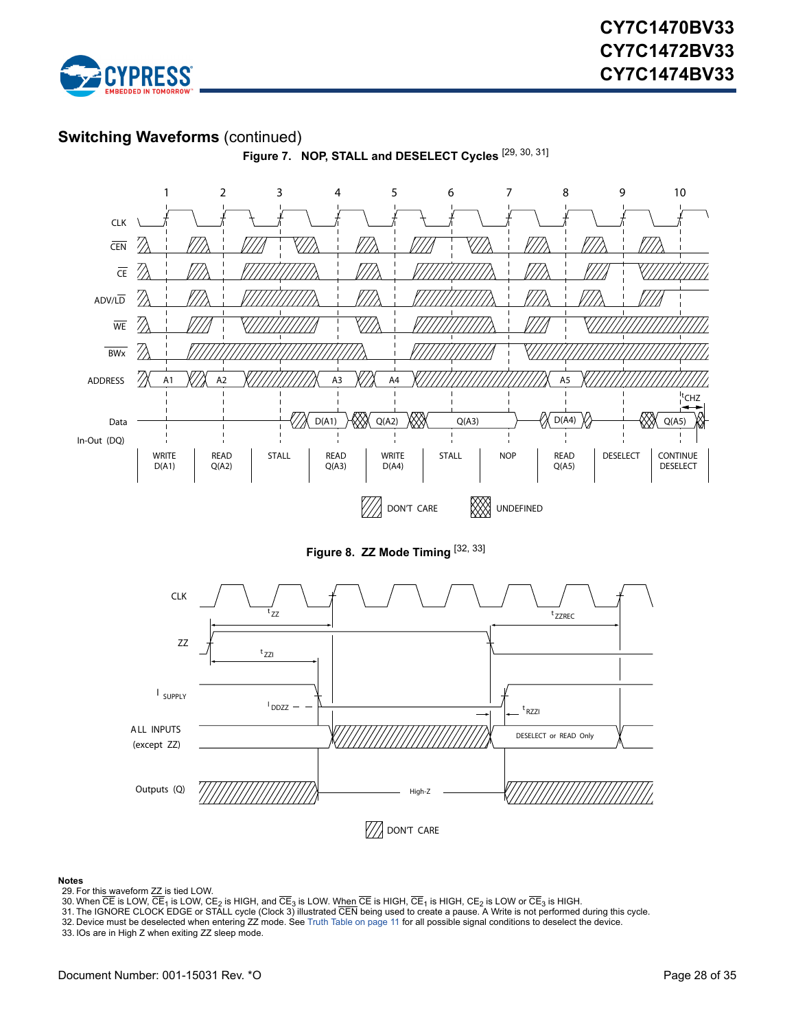## Switching Waveforms (continued)

**Figure 7. NOP, STALL and DESELECT Cycles** [29, 30, 31]

| WRITE D(A1) | READ Q(A2) | STALL | READ Q(A3) | WRITE D(A4) | STALL | NOP | READ Q(A5) | DESELECT | CONTINUE DESELECT |
|---|---|---|---|---|---|---|---|---|---|

DON'T CARE UNDEFINED

**Figure 8. ZZ Mode Timing** [32, 33]

DON'T CARE

**Notes**

29. For this waveform ZZ is tied LOW.
30. When $\overline{CE}$ is LOW, $\overline{CE}_1$ is LOW, $CE_2$ is HIGH, and $\overline{CE}_3$ is LOW. When $\overline{CE}$ is HIGH, $\overline{CE}_1$ is HIGH, $CE_2$ is LOW or $\overline{CE}_3$ is HIGH.
31. The IGNORE CLOCK EDGE or STALL cycle (Clock 3) illustrated $\overline{CEN}$ being used to create a pause. A Write is not performed during this cycle.
32. Device must be deselected when entering ZZ mode. See Truth Table on page 11 for all possible signal conditions to deselect the device.
33. IOs are in High Z when exiting ZZ sleep mode.

Document Number: 001-15031 Rev. *O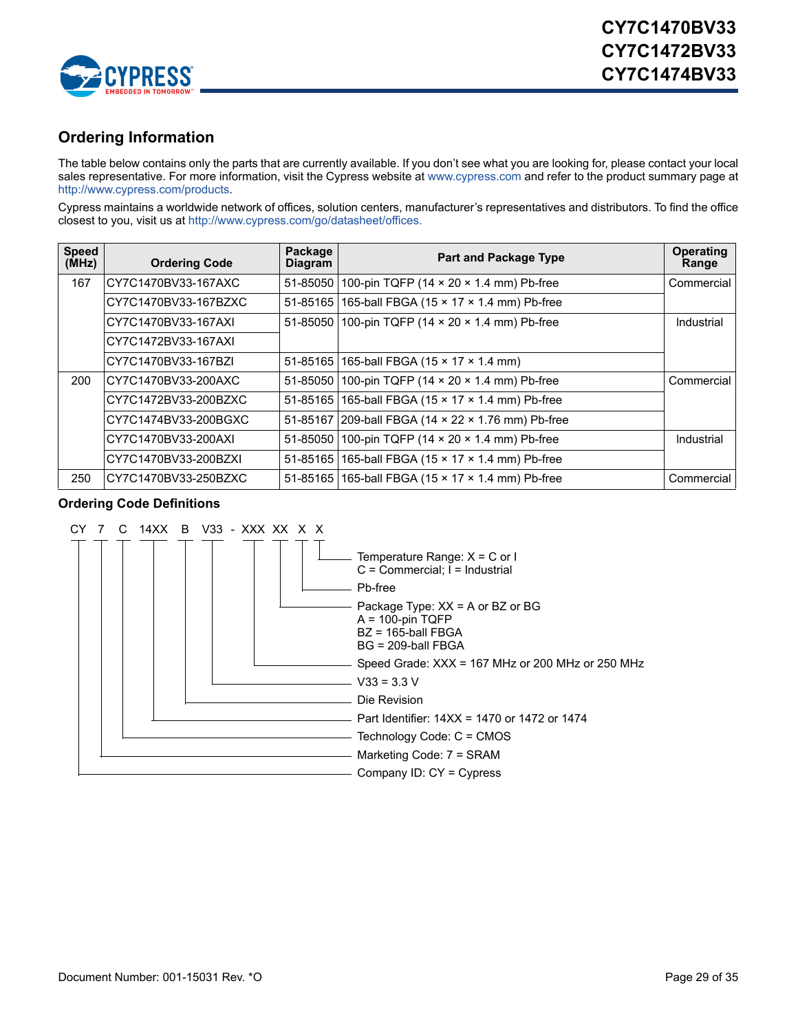## Ordering Information

The table below contains only the parts that are currently available. If you don't see what you are looking for, please contact your local sales representative. For more information, visit the Cypress website at www.cypress.com and refer to the product summary page at http://www.cypress.com/products.

Cypress maintains a worldwide network of offices, solution centers, manufacturer's representatives and distributors. To find the office closest to you, visit us at http://www.cypress.com/go/datasheet/offices.

| Speed (MHz) | Ordering Code | Package Diagram | Part and Package Type | Operating Range |
|---|---|---|---|---|
| 167 | CY7C1470BV33-167AXC | 51-85050 | 100-pin TQFP (14 × 20 × 1.4 mm) Pb-free | Commercial |
| | CY7C1470BV33-167BZXC | 51-85165 | 165-ball FBGA (15 × 17 × 1.4 mm) Pb-free | |
| | CY7C1470BV33-167AXI | 51-85050 | 100-pin TQFP (14 × 20 × 1.4 mm) Pb-free | Industrial |
| | CY7C1472BV33-167AXI | | | |
| | CY7C1470BV33-167BZI | 51-85165 | 165-ball FBGA (15 × 17 × 1.4 mm) | |
| 200 | CY7C1470BV33-200AXC | 51-85050 | 100-pin TQFP (14 × 20 × 1.4 mm) Pb-free | Commercial |
| | CY7C1472BV33-200BZXC | 51-85165 | 165-ball FBGA (15 × 17 × 1.4 mm) Pb-free | |
| | CY7C1474BV33-200BGXC | 51-85167 | 209-ball FBGA (14 × 22 × 1.76 mm) Pb-free | |
| | CY7C1470BV33-200AXI | 51-85050 | 100-pin TQFP (14 × 20 × 1.4 mm) Pb-free | Industrial |
| | CY7C1470BV33-200BZXI | 51-85165 | 165-ball FBGA (15 × 17 × 1.4 mm) Pb-free | |
| 250 | CY7C1470BV33-250BZXC | 51-85165 | 165-ball FBGA (15 × 17 × 1.4 mm) Pb-free | Commercial |

### Ordering Code Definitions

CY 7 C 14XX B V33 - XXX XX X X

- Temperature Range: X = C or I; C = Commercial; I = Industrial
- Pb-free
- Package Type: XX = A or BZ or BG
  - A = 100-pin TQFP
  - BZ = 165-ball FBGA
  - BG = 209-ball FBGA
- Speed Grade: XXX = 167 MHz or 200 MHz or 250 MHz
- V33 = 3.3 V
- Die Revision
- Part Identifier: 14XX = 1470 or 1472 or 1474
- Technology Code: C = CMOS
- Marketing Code: 7 = SRAM
- Company ID: CY = Cypress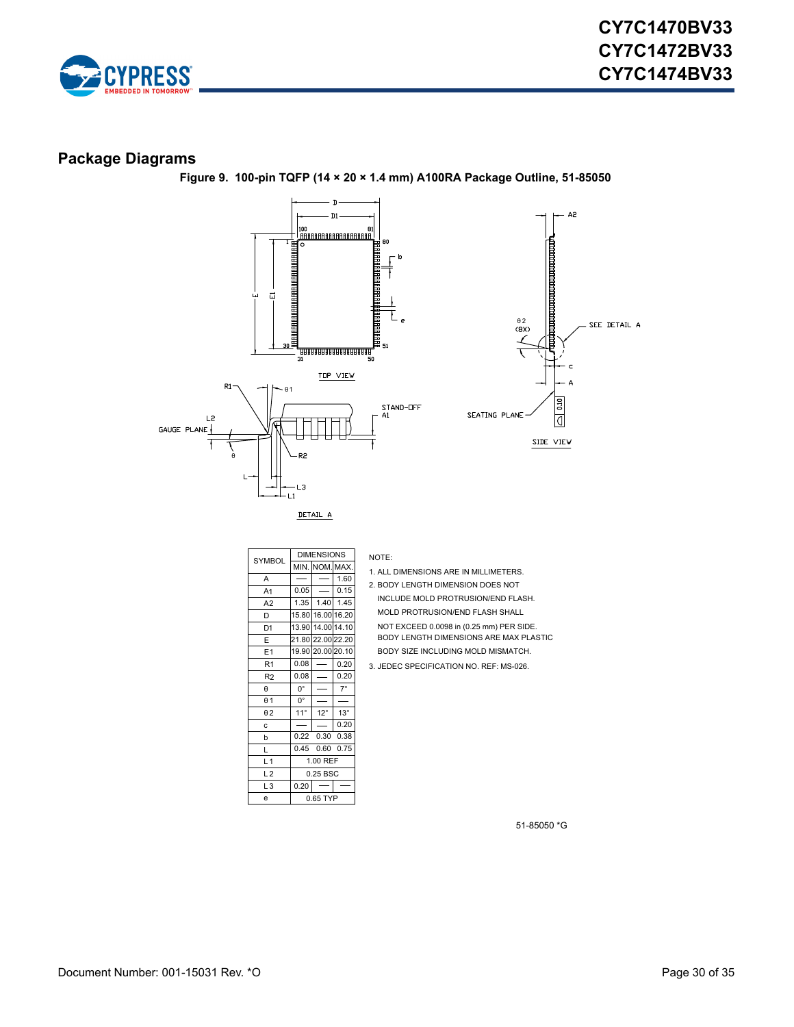## Package Diagrams

**Figure 9. 100-pin TQFP (14 × 20 × 1.4 mm) A100RA Package Outline, 51-85050**

| SYMBOL | DIMENSIONS | | |
|---|---|---|---|
| | MIN. | NOM. | MAX. |
| A | — | — | 1.60 |
| A1 | 0.05 | — | 0.15 |
| A2 | 1.35 | 1.40 | 1.45 |
| D | 15.80 | 16.00 | 16.20 |
| D1 | 13.90 | 14.00 | 14.10 |
| E | 21.80 | 22.00 | 22.20 |
| E1 | 19.90 | 20.00 | 20.10 |
| R1 | 0.08 | — | 0.20 |
| R2 | 0.08 | — | 0.20 |
| θ | 0° | — | 7° |
| θ1 | 0° | — | — |
| θ2 | 11° | 12° | 13° |
| c | — | — | 0.20 |
| b | 0.22 | 0.30 | 0.38 |
| L | 0.45 | 0.60 | 0.75 |
| L1 | 1.00 REF | | |
| L2 | 0.25 BSC | | |
| L3 | 0.20 | — | — |
| e | 0.65 TYP | | |

NOTE:

1. ALL DIMENSIONS ARE IN MILLIMETERS.
2. BODY LENGTH DIMENSION DOES NOT INCLUDE MOLD PROTRUSION/END FLASH. MOLD PROTRUSION/END FLASH SHALL NOT EXCEED 0.0098 in (0.25 mm) PER SIDE. BODY LENGTH DIMENSIONS ARE MAX PLASTIC BODY SIZE INCLUDING MOLD MISMATCH.
3. JEDEC SPECIFICATION NO. REF: MS-026.

51-85050 *G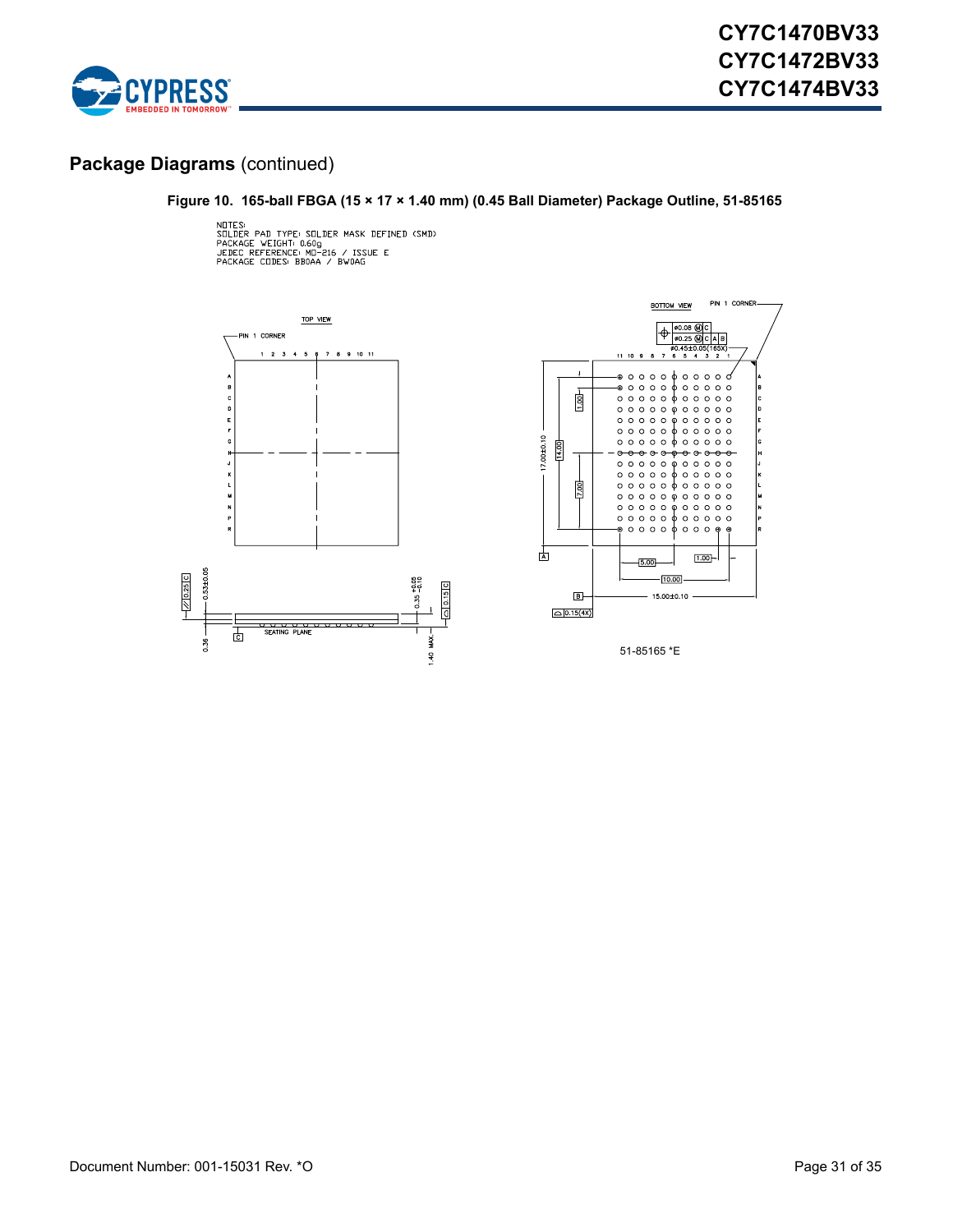## Package Diagrams (continued)

**Figure 10. 165-ball FBGA (15 × 17 × 1.40 mm) (0.45 Ball Diameter) Package Outline, 51-85165**

NOTES:
SOLDER PAD TYPE: SOLDER MASK DEFINED (SMD)
PACKAGE WEIGHT: 0.60g
JEDEC REFERENCE: MO-216 / ISSUE E
PACKAGE CODES: BB0AA / BW0AG

TOP VIEW

BOTTOM VIEW

51-85165 *E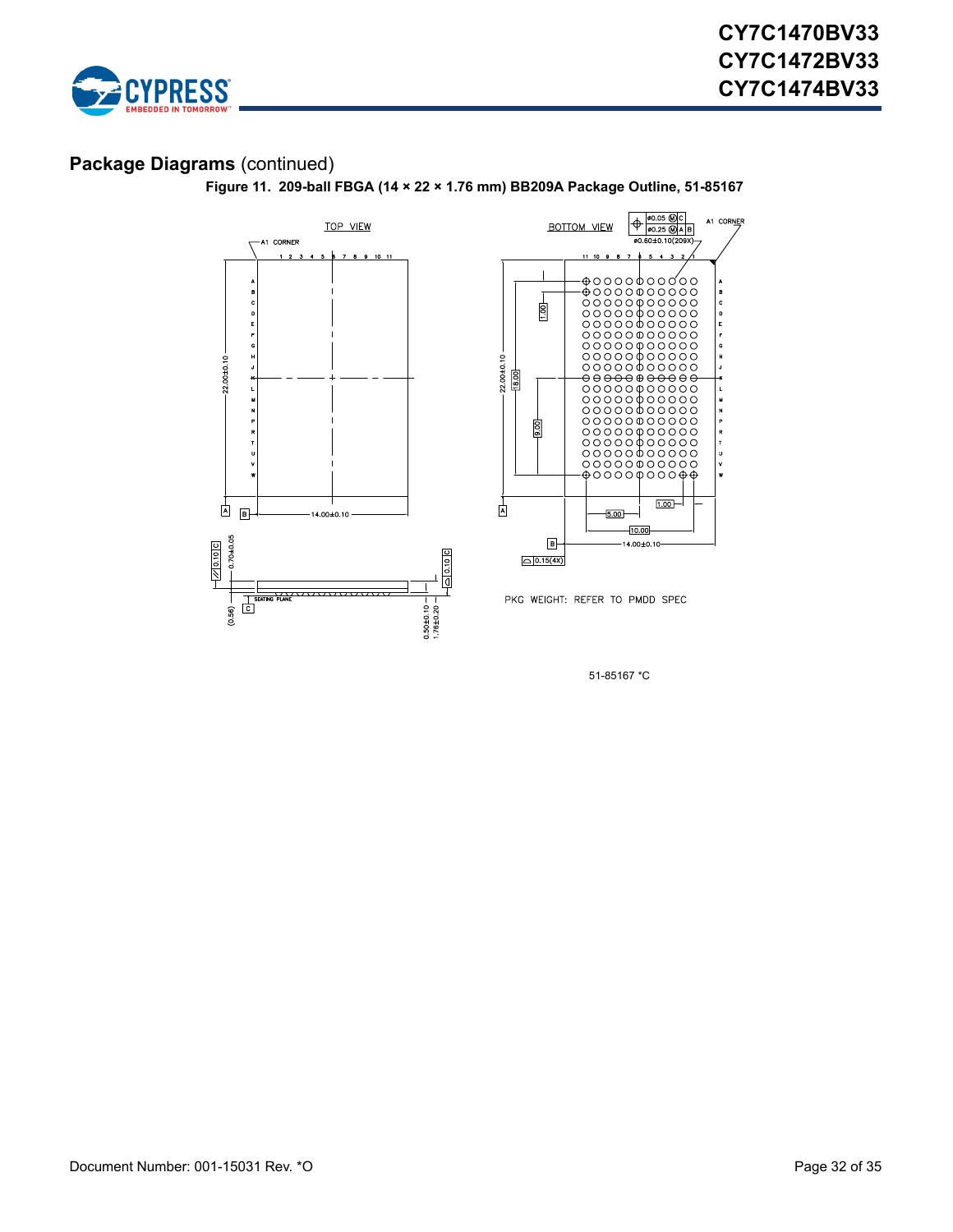## Package Diagrams (continued)

**Figure 11. 209-ball FBGA (14 × 22 × 1.76 mm) BB209A Package Outline, 51-85167**

TOP VIEW

A1 CORNER

BOTTOM VIEW

Ø0.05 Ⓜ C
Ø0.25 Ⓜ A B
Ø0.60±0.10(209X)

A1 CORNER

22.00±0.10

14.00±0.10

18.00

9.00

1.00

5.00

10.00

0.15(4X)

0.10 C

0.70±0.05

SEATING PLANE

(0.56)

0.50±0.10

1.76±0.20

PKG WEIGHT: REFER TO PMDD SPEC

51-85167 *C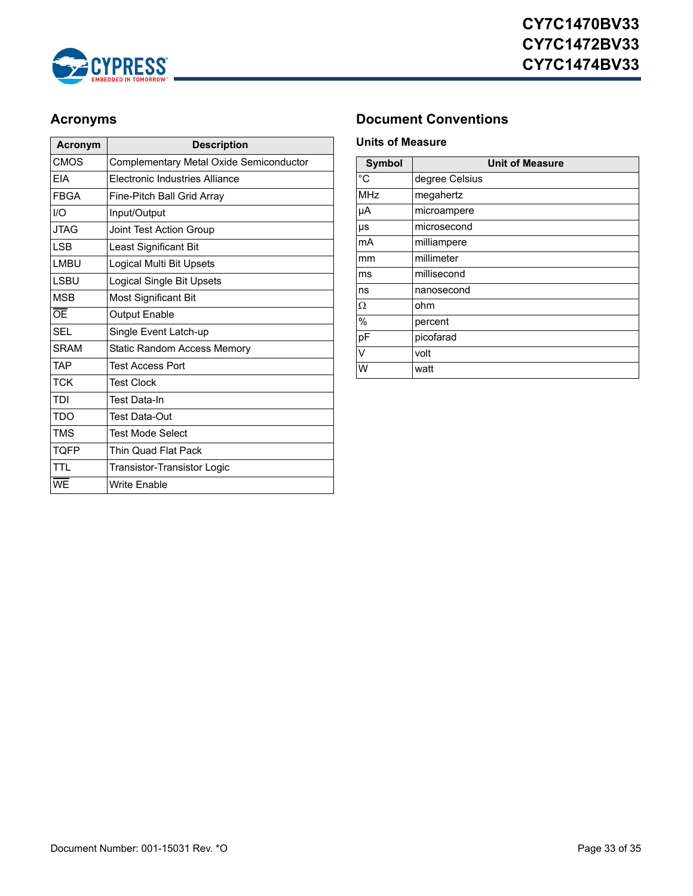## Acronyms

| Acronym | Description |
|---|---|
| CMOS | Complementary Metal Oxide Semiconductor |
| EIA | Electronic Industries Alliance |
| FBGA | Fine-Pitch Ball Grid Array |
| I/O | Input/Output |
| JTAG | Joint Test Action Group |
| LSB | Least Significant Bit |
| LMBU | Logical Multi Bit Upsets |
| LSBU | Logical Single Bit Upsets |
| MSB | Most Significant Bit |
| $\overline{OE}$ | Output Enable |
| SEL | Single Event Latch-up |
| SRAM | Static Random Access Memory |
| TAP | Test Access Port |
| TCK | Test Clock |
| TDI | Test Data-In |
| TDO | Test Data-Out |
| TMS | Test Mode Select |
| TQFP | Thin Quad Flat Pack |
| TTL | Transistor-Transistor Logic |
| $\overline{WE}$ | Write Enable |

## Document Conventions

### Units of Measure

| Symbol | Unit of Measure |
|---|---|
| °C | degree Celsius |
| MHz | megahertz |
| µA | microampere |
| µs | microsecond |
| mA | milliampere |
| mm | millimeter |
| ms | millisecond |
| ns | nanosecond |
| Ω | ohm |
| % | percent |
| pF | picofarad |
| V | volt |
| W | watt |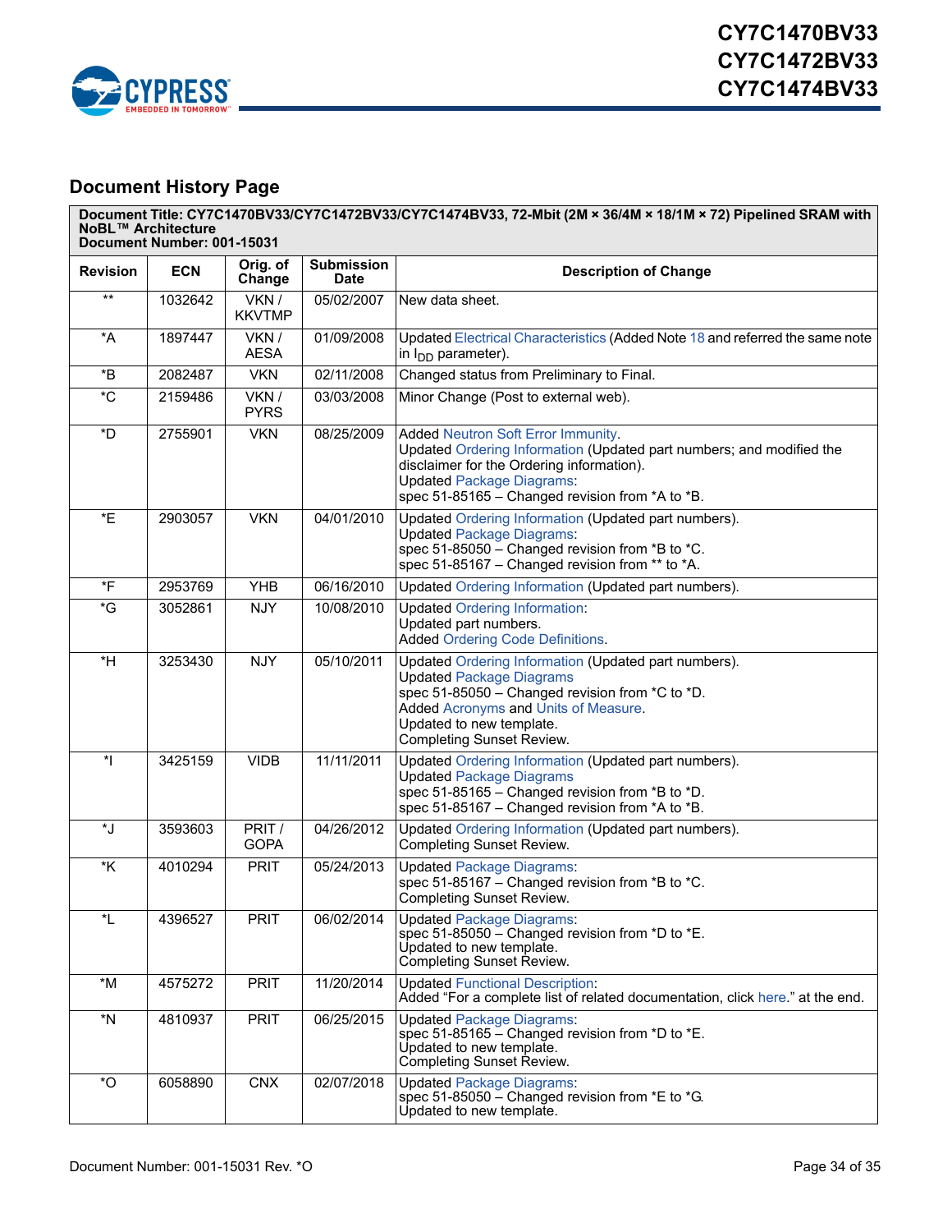## Document History Page

| Document Title: CY7C1470BV33/CY7C1472BV33/CY7C1474BV33, 72-Mbit (2M × 36/4M × 18/1M × 72) Pipelined SRAM with NoBL™ Architecture<br>Document Number: 001-15031 | | | | |
|---|---|---|---|---|
| **Revision** | **ECN** | **Orig. of Change** | **Submission Date** | **Description of Change** |
| ** | 1032642 | VKN / KKVTMP | 05/02/2007 | New data sheet. |
| *A | 1897447 | VKN / AESA | 01/09/2008 | Updated Electrical Characteristics (Added Note 18 and referred the same note in $I_{DD}$ parameter). |
| *B | 2082487 | VKN | 02/11/2008 | Changed status from Preliminary to Final. |
| *C | 2159486 | VKN / PYRS | 03/03/2008 | Minor Change (Post to external web). |
| *D | 2755901 | VKN | 08/25/2009 | Added Neutron Soft Error Immunity.<br>Updated Ordering Information (Updated part numbers; and modified the disclaimer for the Ordering information).<br>Updated Package Diagrams:<br>spec 51-85165 – Changed revision from *A to *B. |
| *E | 2903057 | VKN | 04/01/2010 | Updated Ordering Information (Updated part numbers).<br>Updated Package Diagrams:<br>spec 51-85050 – Changed revision from *B to *C.<br>spec 51-85167 – Changed revision from ** to *A. |
| *F | 2953769 | YHB | 06/16/2010 | Updated Ordering Information (Updated part numbers). |
| *G | 3052861 | NJY | 10/08/2010 | Updated Ordering Information:<br>Updated part numbers.<br>Added Ordering Code Definitions. |
| *H | 3253430 | NJY | 05/10/2011 | Updated Ordering Information (Updated part numbers).<br>Updated Package Diagrams<br>spec 51-85050 – Changed revision from *C to *D.<br>Added Acronyms and Units of Measure.<br>Updated to new template.<br>Completing Sunset Review. |
| *I | 3425159 | VIDB | 11/11/2011 | Updated Ordering Information (Updated part numbers).<br>Updated Package Diagrams<br>spec 51-85165 – Changed revision from *B to *D.<br>spec 51-85167 – Changed revision from *A to *B. |
| *J | 3593603 | PRIT / GOPA | 04/26/2012 | Updated Ordering Information (Updated part numbers).<br>Completing Sunset Review. |
| *K | 4010294 | PRIT | 05/24/2013 | Updated Package Diagrams:<br>spec 51-85167 – Changed revision from *B to *C.<br>Completing Sunset Review. |
| *L | 4396527 | PRIT | 06/02/2014 | Updated Package Diagrams:<br>spec 51-85050 – Changed revision from *D to *E.<br>Updated to new template.<br>Completing Sunset Review. |
| *M | 4575272 | PRIT | 11/20/2014 | Updated Functional Description:<br>Added "For a complete list of related documentation, click here." at the end. |
| *N | 4810937 | PRIT | 06/25/2015 | Updated Package Diagrams:<br>spec 51-85165 – Changed revision from *D to *E.<br>Updated to new template.<br>Completing Sunset Review. |
| *O | 6058890 | CNX | 02/07/2018 | Updated Package Diagrams:<br>spec 51-85050 – Changed revision from *E to *G.<br>Updated to new template. |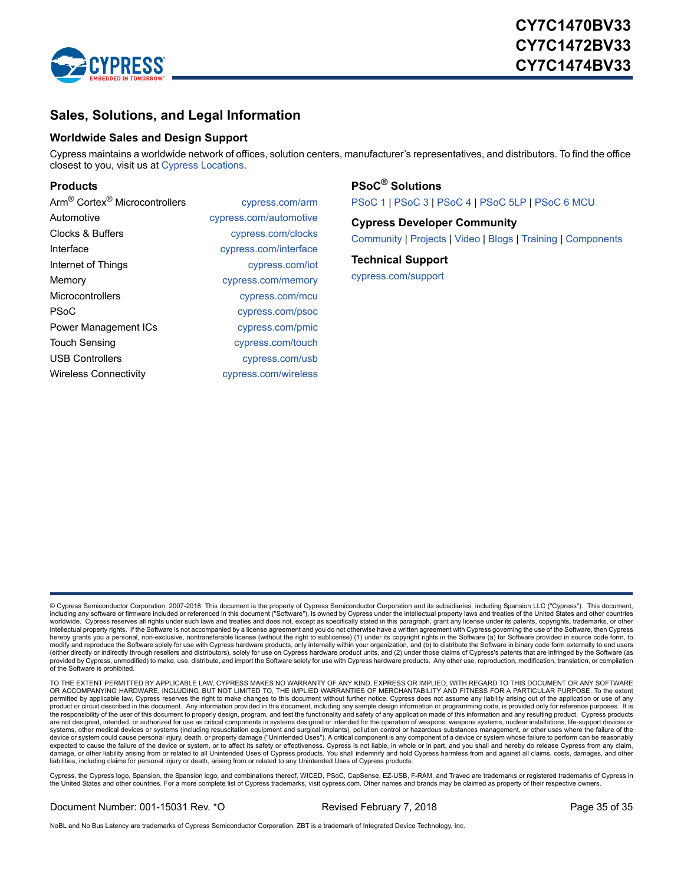## Sales, Solutions, and Legal Information

### Worldwide Sales and Design Support

Cypress maintains a worldwide network of offices, solution centers, manufacturer's representatives, and distributors. To find the office closest to you, visit us at Cypress Locations.

### Products

| | |
|---|---|
| Arm® Cortex® Microcontrollers | cypress.com/arm |
| Automotive | cypress.com/automotive |
| Clocks & Buffers | cypress.com/clocks |
| Interface | cypress.com/interface |
| Internet of Things | cypress.com/iot |
| Memory | cypress.com/memory |
| Microcontrollers | cypress.com/mcu |
| PSoC | cypress.com/psoc |
| Power Management ICs | cypress.com/pmic |
| Touch Sensing | cypress.com/touch |
| USB Controllers | cypress.com/usb |
| Wireless Connectivity | cypress.com/wireless |

### PSoC® Solutions

PSoC 1 | PSoC 3 | PSoC 4 | PSoC 5LP | PSoC 6 MCU

### Cypress Developer Community

Community | Projects | Video | Blogs | Training | Components

### Technical Support

cypress.com/support

© Cypress Semiconductor Corporation, 2007-2018. This document is the property of Cypress Semiconductor Corporation and its subsidiaries, including Spansion LLC ("Cypress"). This document, including any software or firmware included or referenced in this document ("Software"), is owned by Cypress under the intellectual property laws and treaties of the United States and other countries worldwide. Cypress reserves all rights under such laws and treaties and does not, except as specifically stated in this paragraph, grant any license under its patents, copyrights, trademarks, or other intellectual property rights. If the Software is not accompanied by a license agreement and you do not otherwise have a written agreement with Cypress governing the use of the Software, then Cypress hereby grants you a personal, non-exclusive, nontransferable license (without the right to sublicense) (1) under its copyright rights in the Software (a) for Software provided in source code form, to modify and reproduce the Software solely for use with Cypress hardware products, only internally within your organization, and (b) to distribute the Software in binary code form externally to end users (either directly or indirectly through resellers and distributors), solely for use on Cypress hardware product units, and (2) under those claims of Cypress's patents that are infringed by the Software (as provided by Cypress, unmodified) to make, use, distribute, and import the Software solely for use with Cypress hardware products. Any other use, reproduction, modification, translation, or compilation of the Software is prohibited.

TO THE EXTENT PERMITTED BY APPLICABLE LAW, CYPRESS MAKES NO WARRANTY OF ANY KIND, EXPRESS OR IMPLIED, WITH REGARD TO THIS DOCUMENT OR ANY SOFTWARE OR ACCOMPANYING HARDWARE, INCLUDING, BUT NOT LIMITED TO, THE IMPLIED WARRANTIES OF MERCHANTABILITY AND FITNESS FOR A PARTICULAR PURPOSE. To the extent permitted by applicable law, Cypress reserves the right to make changes to this document without further notice. Cypress does not assume any liability arising out of the application or use of any product or circuit described in this document. Any information provided in this document, including any sample design information or programming code, is provided only for reference purposes. It is the responsibility of the user of this document to properly design, program, and test the functionality and safety of any application made of this information and any resulting product. Cypress products are not designed, intended, or authorized for use as critical components in systems designed or intended for the operation of weapons, weapons systems, nuclear installations, life-support devices or systems, other medical devices or systems (including resuscitation equipment and surgical implants), pollution control or hazardous substances management, or other uses where the failure of the device or system could cause personal injury, death, or property damage ("Unintended Uses"). A critical component is any component of a device or system whose failure to perform can be reasonably expected to cause the failure of the device or system, or to affect its safety or effectiveness. Cypress is not liable, in whole or in part, and you shall and hereby do release Cypress from any claim, damage, or other liability arising from or related to all Unintended Uses of Cypress products. You shall indemnify and hold Cypress harmless from and against all claims, costs, damages, and other liabilities, including claims for personal injury or death, arising from or related to any Unintended Uses of Cypress products.

Cypress, the Cypress logo, Spansion, the Spansion logo, and combinations thereof, WICED, PSoC, CapSense, EZ-USB, F-RAM, and Traveo are trademarks or registered trademarks of Cypress in the United States and other countries. For a more complete list of Cypress trademarks, visit cypress.com. Other names and brands may be claimed as property of their respective owners.

Document Number: 001-15031 Rev. *O Revised February 7, 2018

NoBL and No Bus Latency are trademarks of Cypress Semiconductor Corporation. ZBT is a trademark of Integrated Device Technology, Inc.